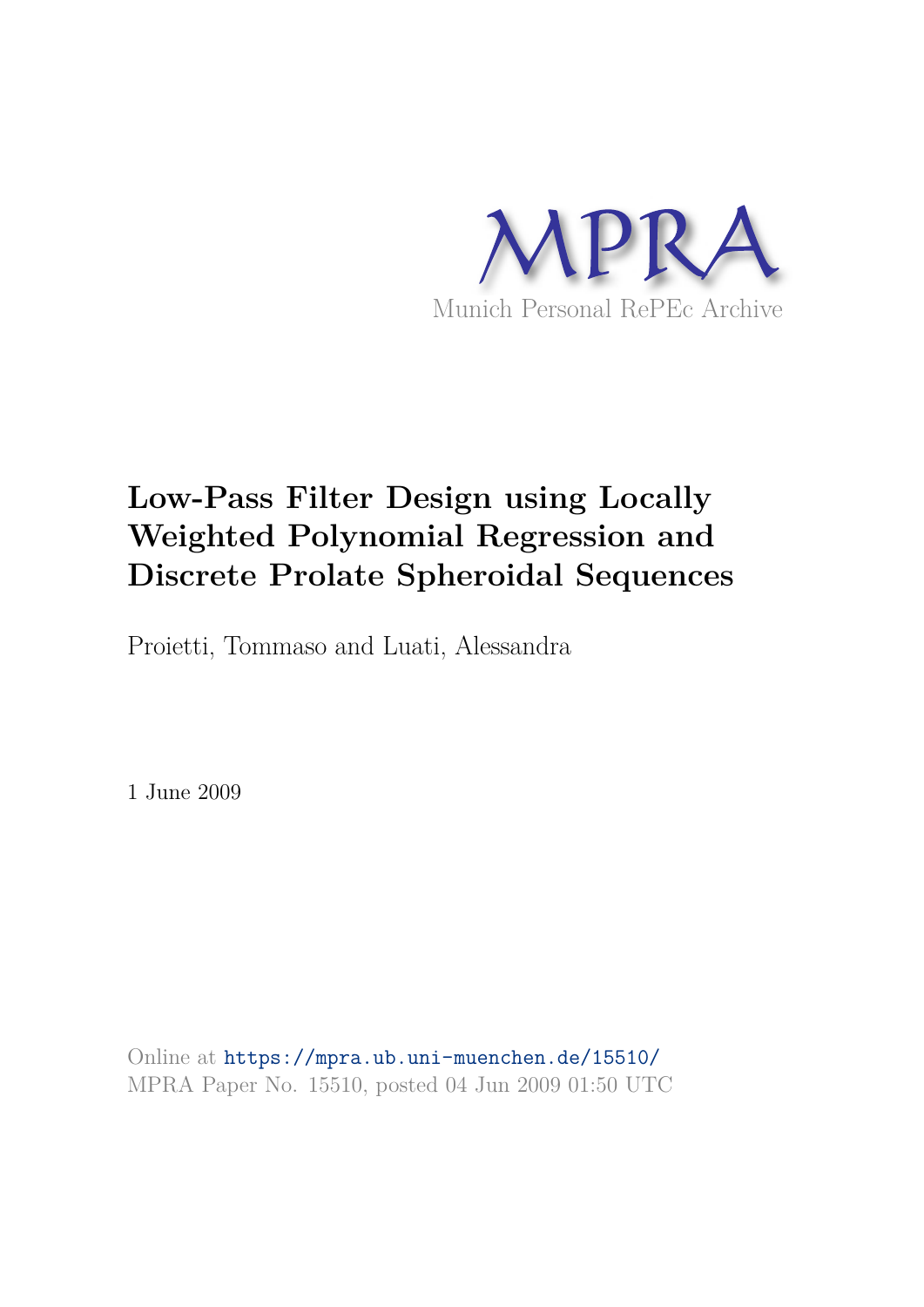MPRA

Munich Personal RePEc Archive

# Low-Pass Filter Design using Locally Weighted Polynomial Regression and Discrete Prolate Spheroidal Sequences

Proietti, Tommaso and Luati, Alessandra

1 June 2009

Online at https://mpra.ub.uni-muenchen.de/15510/
MPRA Paper No. 15510, posted 04 Jun 2009 01:50 UTC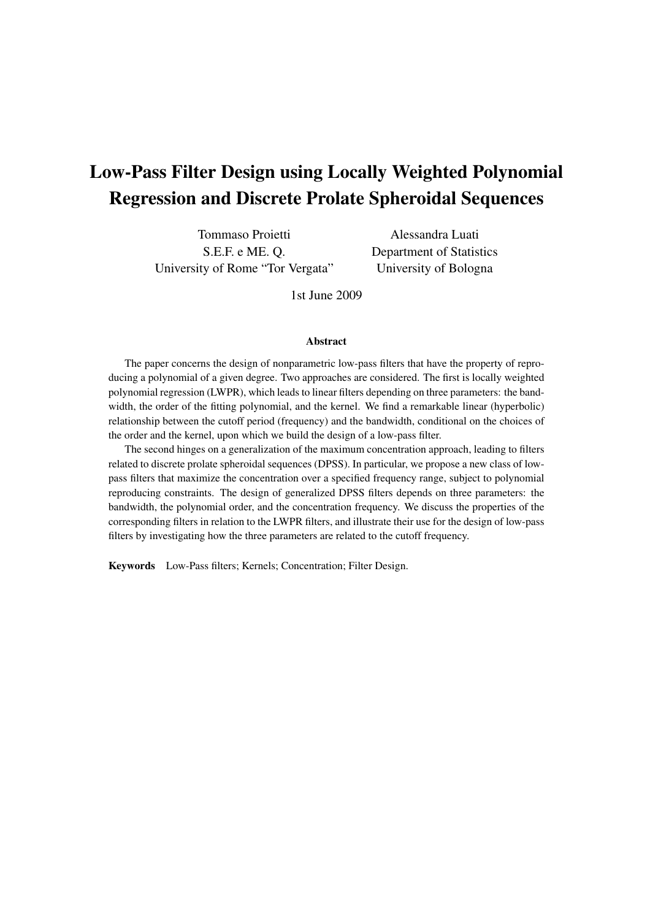# Low-Pass Filter Design using Locally Weighted Polynomial Regression and Discrete Prolate Spheroidal Sequences

Tommaso Proietti
S.E.F. e ME. Q.
University of Rome "Tor Vergata"

Alessandra Luati
Department of Statistics
University of Bologna

1st June 2009

**Abstract**

The paper concerns the design of nonparametric low-pass filters that have the property of reproducing a polynomial of a given degree. Two approaches are considered. The first is locally weighted polynomial regression (LWPR), which leads to linear filters depending on three parameters: the bandwidth, the order of the fitting polynomial, and the kernel. We find a remarkable linear (hyperbolic) relationship between the cutoff period (frequency) and the bandwidth, conditional on the choices of the order and the kernel, upon which we build the design of a low-pass filter.

The second hinges on a generalization of the maximum concentration approach, leading to filters related to discrete prolate spheroidal sequences (DPSS). In particular, we propose a new class of low-pass filters that maximize the concentration over a specified frequency range, subject to polynomial reproducing constraints. The design of generalized DPSS filters depends on three parameters: the bandwidth, the polynomial order, and the concentration frequency. We discuss the properties of the corresponding filters in relation to the LWPR filters, and illustrate their use for the design of low-pass filters by investigating how the three parameters are related to the cutoff frequency.

**Keywords** Low-Pass filters; Kernels; Concentration; Filter Design.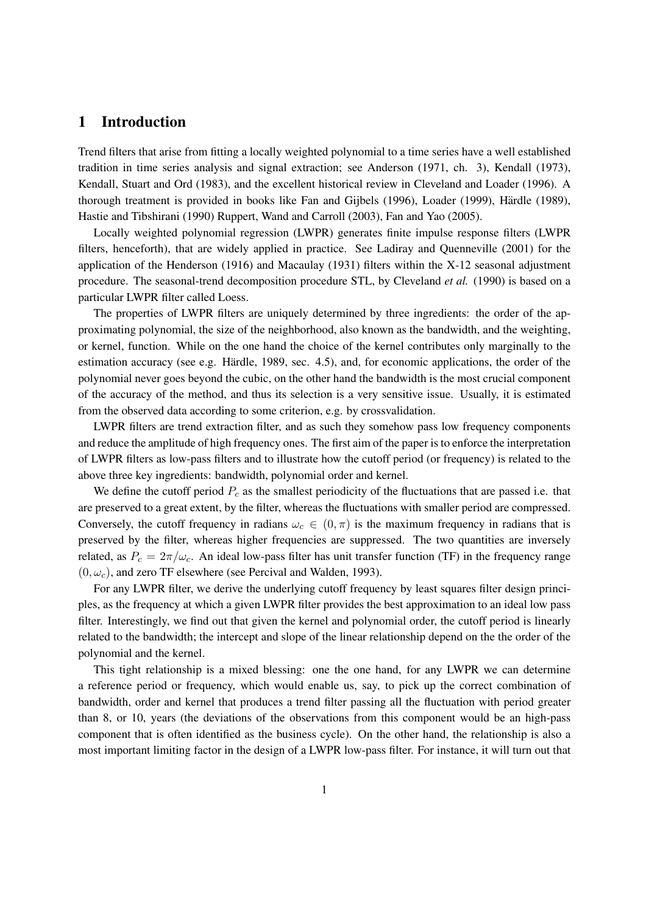# 1 Introduction

Trend filters that arise from fitting a locally weighted polynomial to a time series have a well established tradition in time series analysis and signal extraction; see Anderson (1971, ch. 3), Kendall (1973), Kendall, Stuart and Ord (1983), and the excellent historical review in Cleveland and Loader (1996). A thorough treatment is provided in books like Fan and Gijbels (1996), Loader (1999), Härdle (1989), Hastie and Tibshirani (1990) Ruppert, Wand and Carroll (2003), Fan and Yao (2005).

Locally weighted polynomial regression (LWPR) generates finite impulse response filters (LWPR filters, henceforth), that are widely applied in practice. See Ladiray and Quenneville (2001) for the application of the Henderson (1916) and Macaulay (1931) filters within the X-12 seasonal adjustment procedure. The seasonal-trend decomposition procedure STL, by Cleveland *et al.* (1990) is based on a particular LWPR filter called Loess.

The properties of LWPR filters are uniquely determined by three ingredients: the order of the approximating polynomial, the size of the neighborhood, also known as the bandwidth, and the weighting, or kernel, function. While on the one hand the choice of the kernel contributes only marginally to the estimation accuracy (see e.g. Härdle, 1989, sec. 4.5), and, for economic applications, the order of the polynomial never goes beyond the cubic, on the other hand the bandwidth is the most crucial component of the accuracy of the method, and thus its selection is a very sensitive issue. Usually, it is estimated from the observed data according to some criterion, e.g. by crossvalidation.

LWPR filters are trend extraction filter, and as such they somehow pass low frequency components and reduce the amplitude of high frequency ones. The first aim of the paper is to enforce the interpretation of LWPR filters as low-pass filters and to illustrate how the cutoff period (or frequency) is related to the above three key ingredients: bandwidth, polynomial order and kernel.

We define the cutoff period $P_c$ as the smallest periodicity of the fluctuations that are passed i.e. that are preserved to a great extent, by the filter, whereas the fluctuations with smaller period are compressed. Conversely, the cutoff frequency in radians $\omega_c \in (0, \pi)$ is the maximum frequency in radians that is preserved by the filter, whereas higher frequencies are suppressed. The two quantities are inversely related, as $P_c = 2\pi/\omega_c$. An ideal low-pass filter has unit transfer function (TF) in the frequency range $(0, \omega_c)$, and zero TF elsewhere (see Percival and Walden, 1993).

For any LWPR filter, we derive the underlying cutoff frequency by least squares filter design principles, as the frequency at which a given LWPR filter provides the best approximation to an ideal low pass filter. Interestingly, we find out that given the kernel and polynomial order, the cutoff period is linearly related to the bandwidth; the intercept and slope of the linear relationship depend on the the order of the polynomial and the kernel.

This tight relationship is a mixed blessing: one the one hand, for any LWPR we can determine a reference period or frequency, which would enable us, say, to pick up the correct combination of bandwidth, order and kernel that produces a trend filter passing all the fluctuation with period greater than 8, or 10, years (the deviations of the observations from this component would be an high-pass component that is often identified as the business cycle). On the other hand, the relationship is also a most important limiting factor in the design of a LWPR low-pass filter. For instance, it will turn out that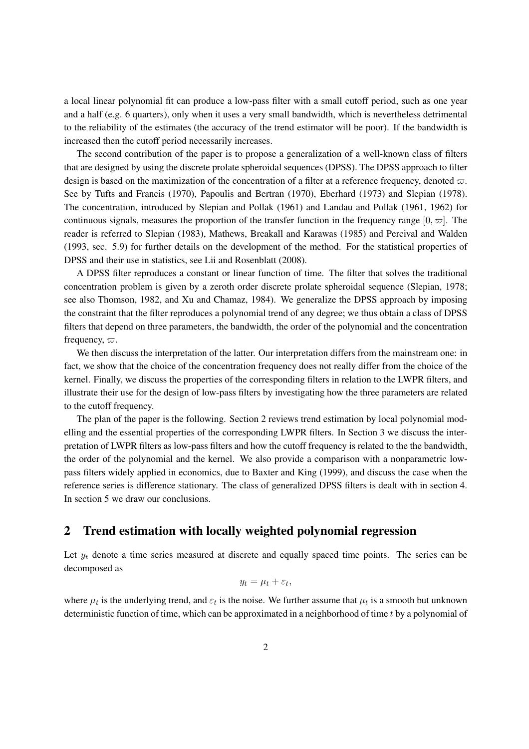a local linear polynomial fit can produce a low-pass filter with a small cutoff period, such as one year and a half (e.g. 6 quarters), only when it uses a very small bandwidth, which is nevertheless detrimental to the reliability of the estimates (the accuracy of the trend estimator will be poor). If the bandwidth is increased then the cutoff period necessarily increases.

The second contribution of the paper is to propose a generalization of a well-known class of filters that are designed by using the discrete prolate spheroidal sequences (DPSS). The DPSS approach to filter design is based on the maximization of the concentration of a filter at a reference frequency, denoted $\varpi$. See by Tufts and Francis (1970), Papoulis and Bertran (1970), Eberhard (1973) and Slepian (1978). The concentration, introduced by Slepian and Pollak (1961) and Landau and Pollak (1961, 1962) for continuous signals, measures the proportion of the transfer function in the frequency range $[0, \varpi]$. The reader is referred to Slepian (1983), Mathews, Breakall and Karawas (1985) and Percival and Walden (1993, sec. 5.9) for further details on the development of the method. For the statistical properties of DPSS and their use in statistics, see Lii and Rosenblatt (2008).

A DPSS filter reproduces a constant or linear function of time. The filter that solves the traditional concentration problem is given by a zeroth order discrete prolate spheroidal sequence (Slepian, 1978; see also Thomson, 1982, and Xu and Chamaz, 1984). We generalize the DPSS approach by imposing the constraint that the filter reproduces a polynomial trend of any degree; we thus obtain a class of DPSS filters that depend on three parameters, the bandwidth, the order of the polynomial and the concentration frequency, $\varpi$.

We then discuss the interpretation of the latter. Our interpretation differs from the mainstream one: in fact, we show that the choice of the concentration frequency does not really differ from the choice of the kernel. Finally, we discuss the properties of the corresponding filters in relation to the LWPR filters, and illustrate their use for the design of low-pass filters by investigating how the three parameters are related to the cutoff frequency.

The plan of the paper is the following. Section 2 reviews trend estimation by local polynomial modelling and the essential properties of the corresponding LWPR filters. In Section 3 we discuss the interpretation of LWPR filters as low-pass filters and how the cutoff frequency is related to the the bandwidth, the order of the polynomial and the kernel. We also provide a comparison with a nonparametric low-pass filters widely applied in economics, due to Baxter and King (1999), and discuss the case when the reference series is difference stationary. The class of generalized DPSS filters is dealt with in section 4. In section 5 we draw our conclusions.

## 2 Trend estimation with locally weighted polynomial regression

Let $y_t$ denote a time series measured at discrete and equally spaced time points. The series can be decomposed as

$$y_t = \mu_t + \varepsilon_t,$$

where $\mu_t$ is the underlying trend, and $\varepsilon_t$ is the noise. We further assume that $\mu_t$ is a smooth but unknown deterministic function of time, which can be approximated in a neighborhood of time $t$ by a polynomial of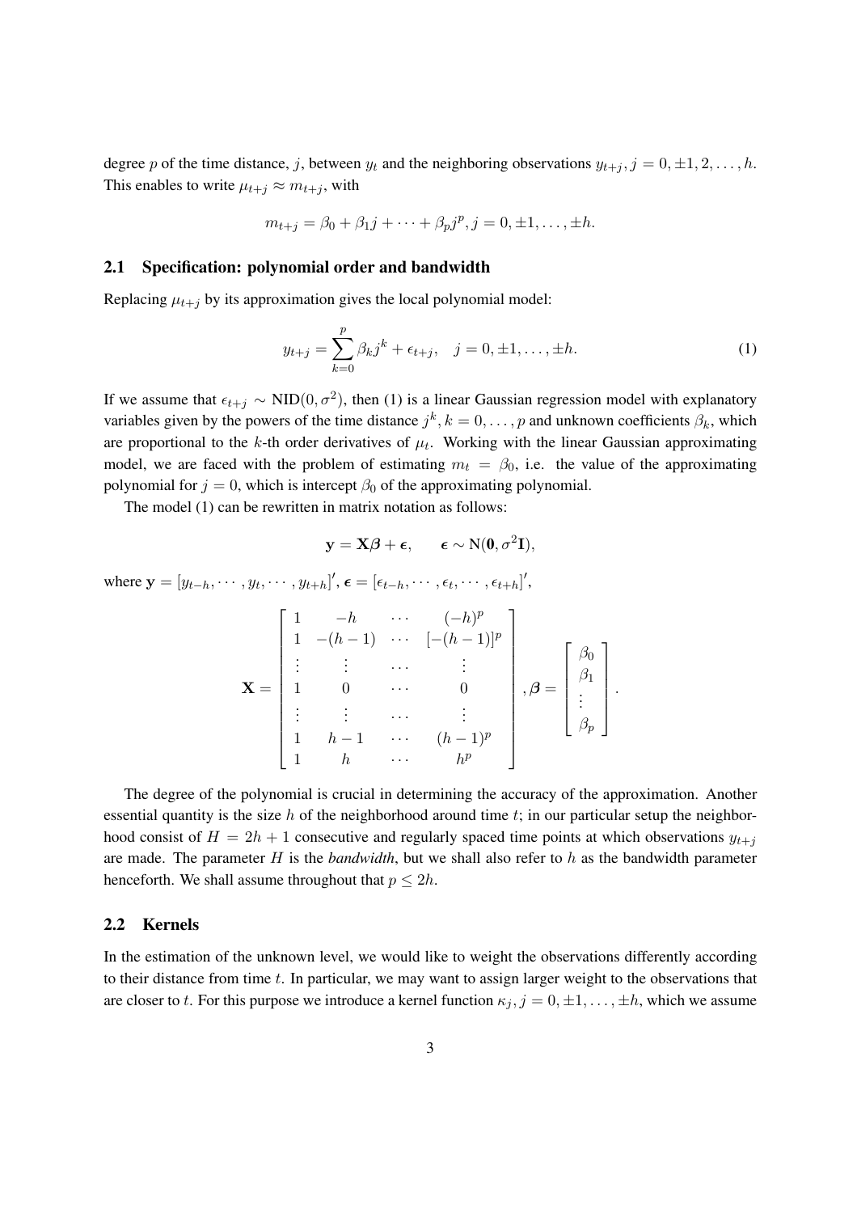degree $p$ of the time distance, $j$, between $y_t$ and the neighboring observations $y_{t+j}, j = 0, \pm 1, 2, \dots, h$. This enables to write $\mu_{t+j} \approx m_{t+j}$, with

$$m_{t+j} = \beta_0 + \beta_1 j + \cdots + \beta_p j^p, j = 0, \pm 1, \dots, \pm h.$$

## 2.1 Specification: polynomial order and bandwidth

Replacing $\mu_{t+j}$ by its approximation gives the local polynomial model:

$$y_{t+j} = \sum_{k=0}^{p} \beta_k j^k + \epsilon_{t+j}, \quad j = 0, \pm 1, \dots, \pm h. \tag{1}$$

If we assume that $\epsilon_{t+j} \sim \text{NID}(0, \sigma^2)$, then (1) is a linear Gaussian regression model with explanatory variables given by the powers of the time distance $j^k, k = 0, \dots, p$ and unknown coefficients $\beta_k$, which are proportional to the $k$-th order derivatives of $\mu_t$. Working with the linear Gaussian approximating model, we are faced with the problem of estimating $m_t = \beta_0$, i.e. the value of the approximating polynomial for $j = 0$, which is intercept $\beta_0$ of the approximating polynomial.

The model (1) can be rewritten in matrix notation as follows:

$$\mathbf{y} = \mathbf{X}\boldsymbol{\beta} + \boldsymbol{\epsilon}, \qquad \boldsymbol{\epsilon} \sim \text{N}(\mathbf{0}, \sigma^2 \mathbf{I}),$$

where $\mathbf{y} = [y_{t-h}, \cdots, y_t, \cdots, y_{t+h}]'$, $\boldsymbol{\epsilon} = [\epsilon_{t-h}, \cdots, \epsilon_t, \cdots, \epsilon_{t+h}]'$,

$$\mathbf{X} = \begin{bmatrix} 1 & -h & \cdots & (-h)^p \\ 1 & -(h-1) & \cdots & [-(h-1)]^p \\ \vdots & \vdots & \cdots & \vdots \\ 1 & 0 & \cdots & 0 \\ \vdots & \vdots & \cdots & \vdots \\ 1 & h-1 & \cdots & (h-1)^p \\ 1 & h & \cdots & h^p \end{bmatrix}, \boldsymbol{\beta} = \begin{bmatrix} \beta_0 \\ \beta_1 \\ \vdots \\ \beta_p \end{bmatrix}.$$

The degree of the polynomial is crucial in determining the accuracy of the approximation. Another essential quantity is the size $h$ of the neighborhood around time $t$; in our particular setup the neighborhood consist of $H = 2h + 1$ consecutive and regularly spaced time points at which observations $y_{t+j}$ are made. The parameter $H$ is the *bandwidth*, but we shall also refer to $h$ as the bandwidth parameter henceforth. We shall assume throughout that $p \leq 2h$.

## 2.2 Kernels

In the estimation of the unknown level, we would like to weight the observations differently according to their distance from time $t$. In particular, we may want to assign larger weight to the observations that are closer to $t$. For this purpose we introduce a kernel function $\kappa_j, j = 0, \pm 1, \dots, \pm h$, which we assume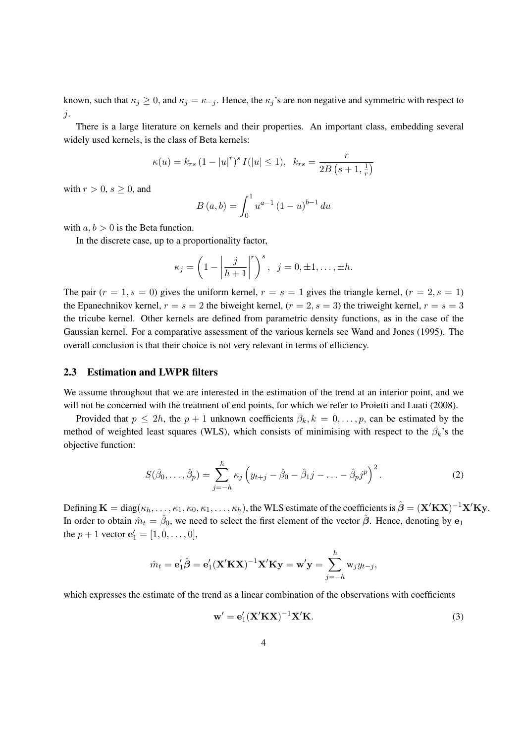known, such that $\kappa_j \geq 0$, and $\kappa_j = \kappa_{-j}$. Hence, the $\kappa_j$'s are non negative and symmetric with respect to $j$.

There is a large literature on kernels and their properties. An important class, embedding several widely used kernels, is the class of Beta kernels:

$$\kappa(u) = k_{rs}\left(1 - |u|^r\right)^s I(|u| \leq 1), \quad k_{rs} = \frac{r}{2B\left(s+1, \frac{1}{r}\right)}$$

with $r > 0$, $s \geq 0$, and

$$B\left(a, b\right) = \int_0^1 u^{a-1}\left(1-u\right)^{b-1} du$$

with $a, b > 0$ is the Beta function.

In the discrete case, up to a proportionality factor,

$$\kappa_j = \left(1 - \left|\frac{j}{h+1}\right|^r\right)^s, \quad j = 0, \pm 1, \ldots, \pm h.$$

The pair ($r = 1, s = 0$) gives the uniform kernel, $r = s = 1$ gives the triangle kernel, ($r = 2, s = 1$) the Epanechnikov kernel, $r = s = 2$ the biweight kernel, ($r = 2, s = 3$) the triweight kernel, $r = s = 3$ the tricube kernel. Other kernels are defined from parametric density functions, as in the case of the Gaussian kernel. For a comparative assessment of the various kernels see Wand and Jones (1995). The overall conclusion is that their choice is not very relevant in terms of efficiency.

### 2.3 Estimation and LWPR filters

We assume throughout that we are interested in the estimation of the trend at an interior point, and we will not be concerned with the treatment of end points, for which we refer to Proietti and Luati (2008).

Provided that $p \leq 2h$, the $p+1$ unknown coefficients $\beta_k, k = 0, \ldots, p$, can be estimated by the method of weighted least squares (WLS), which consists of minimising with respect to the $\beta_k$'s the objective function:

$$S(\hat{\beta}_0, \ldots, \hat{\beta}_p) = \sum_{j=-h}^{h} \kappa_j \left(y_{t+j} - \hat{\beta}_0 - \hat{\beta}_1 j - \ldots - \hat{\beta}_p j^p\right)^2. \tag{2}$$

Defining $\mathbf{K} = \text{diag}(\kappa_h, \ldots, \kappa_1, \kappa_0, \kappa_1, \ldots, \kappa_h)$, the WLS estimate of the coefficients is $\hat{\boldsymbol{\beta}} = (\mathbf{X}'\mathbf{K}\mathbf{X})^{-1}\mathbf{X}'\mathbf{K}\mathbf{y}$. In order to obtain $\hat{m}_t = \hat{\beta}_0$, we need to select the first element of the vector $\hat{\boldsymbol{\beta}}$. Hence, denoting by $\mathbf{e}_1$ the $p+1$ vector $\mathbf{e}_1' = [1, 0, \ldots, 0]$,

$$\hat{m}_t = \mathbf{e}_1'\hat{\boldsymbol{\beta}} = \mathbf{e}_1'(\mathbf{X}'\mathbf{K}\mathbf{X})^{-1}\mathbf{X}'\mathbf{K}\mathbf{y} = \mathbf{w}'\mathbf{y} = \sum_{j=-h}^{h} \text{w}_j y_{t-j},$$

which expresses the estimate of the trend as a linear combination of the observations with coefficients

$$\mathbf{w}' = \mathbf{e}_1'(\mathbf{X}'\mathbf{K}\mathbf{X})^{-1}\mathbf{X}'\mathbf{K}. \tag{3}$$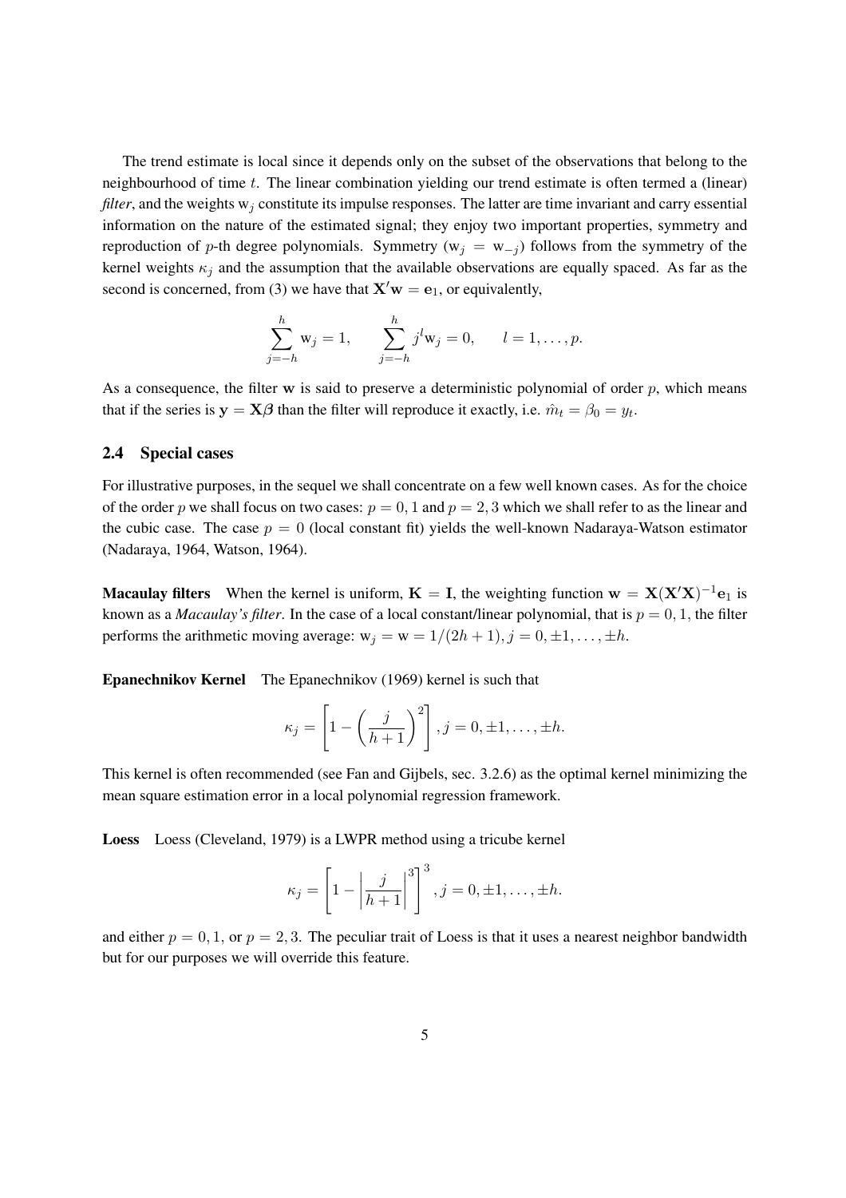The trend estimate is local since it depends only on the subset of the observations that belong to the neighbourhood of time $t$. The linear combination yielding our trend estimate is often termed a (linear) *filter*, and the weights $\mathrm{w}_j$ constitute its impulse responses. The latter are time invariant and carry essential information on the nature of the estimated signal; they enjoy two important properties, symmetry and reproduction of $p$-th degree polynomials. Symmetry ($\mathrm{w}_j = \mathrm{w}_{-j}$) follows from the symmetry of the kernel weights $\kappa_j$ and the assumption that the available observations are equally spaced. As far as the second is concerned, from (3) we have that $\mathbf{X}'\mathbf{w} = \mathbf{e}_1$, or equivalently,

$$\sum_{j=-h}^{h} \mathrm{w}_j = 1, \qquad \sum_{j=-h}^{h} j^l \mathrm{w}_j = 0, \qquad l = 1, \ldots, p.$$

As a consequence, the filter $\mathbf{w}$ is said to preserve a deterministic polynomial of order $p$, which means that if the series is $\mathbf{y} = \mathbf{X}\boldsymbol{\beta}$ than the filter will reproduce it exactly, i.e. $\hat{m}_t = \beta_0 = y_t$.

### 2.4 Special cases

For illustrative purposes, in the sequel we shall concentrate on a few well known cases. As for the choice of the order $p$ we shall focus on two cases: $p = 0, 1$ and $p = 2, 3$ which we shall refer to as the linear and the cubic case. The case $p = 0$ (local constant fit) yields the well-known Nadaraya-Watson estimator (Nadaraya, 1964, Watson, 1964).

**Macaulay filters** When the kernel is uniform, $\mathbf{K} = \mathbf{I}$, the weighting function $\mathbf{w} = \mathbf{X}(\mathbf{X}'\mathbf{X})^{-1}\mathbf{e}_1$ is known as a *Macaulay's filter*. In the case of a local constant/linear polynomial, that is $p = 0, 1$, the filter performs the arithmetic moving average: $\mathrm{w}_j = \mathrm{w} = 1/(2h+1), j = 0, \pm 1, \ldots, \pm h$.

**Epanechnikov Kernel** The Epanechnikov (1969) kernel is such that

$$\kappa_j = \left[1 - \left(\frac{j}{h+1}\right)^2\right], j = 0, \pm 1, \ldots, \pm h.$$

This kernel is often recommended (see Fan and Gijbels, sec. 3.2.6) as the optimal kernel minimizing the mean square estimation error in a local polynomial regression framework.

**Loess** Loess (Cleveland, 1979) is a LWPR method using a tricube kernel

$$\kappa_j = \left[1 - \left|\frac{j}{h+1}\right|^3\right]^3, j = 0, \pm 1, \ldots, \pm h.$$

and either $p = 0, 1$, or $p = 2, 3$. The peculiar trait of Loess is that it uses a nearest neighbor bandwidth but for our purposes we will override this feature.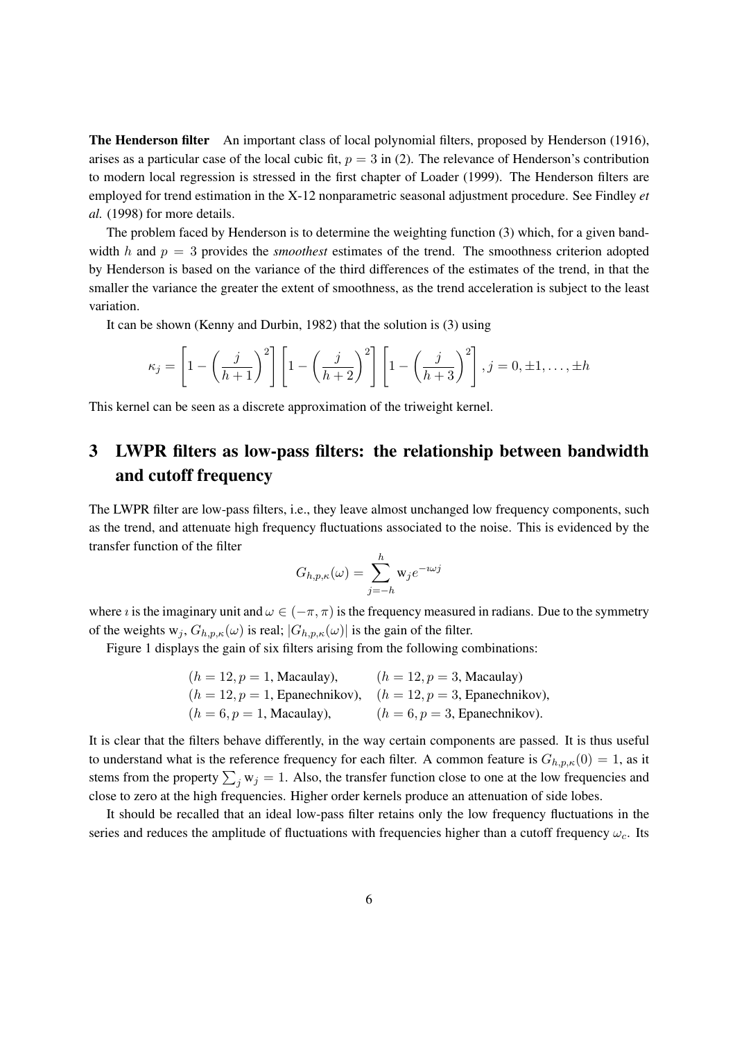**The Henderson filter** An important class of local polynomial filters, proposed by Henderson (1916), arises as a particular case of the local cubic fit, $p = 3$ in (2). The relevance of Henderson's contribution to modern local regression is stressed in the first chapter of Loader (1999). The Henderson filters are employed for trend estimation in the X-12 nonparametric seasonal adjustment procedure. See Findley *et al.* (1998) for more details.

The problem faced by Henderson is to determine the weighting function (3) which, for a given bandwidth $h$ and $p = 3$ provides the *smoothest* estimates of the trend. The smoothness criterion adopted by Henderson is based on the variance of the third differences of the estimates of the trend, in that the smaller the variance the greater the extent of smoothness, as the trend acceleration is subject to the least variation.

It can be shown (Kenny and Durbin, 1982) that the solution is (3) using

$$\kappa_j = \left[1 - \left(\frac{j}{h+1}\right)^2\right]\left[1 - \left(\frac{j}{h+2}\right)^2\right]\left[1 - \left(\frac{j}{h+3}\right)^2\right], j = 0, \pm 1, \ldots, \pm h$$

This kernel can be seen as a discrete approximation of the triweight kernel.

# 3 LWPR filters as low-pass filters: the relationship between bandwidth and cutoff frequency

The LWPR filter are low-pass filters, i.e., they leave almost unchanged low frequency components, such as the trend, and attenuate high frequency fluctuations associated to the noise. This is evidenced by the transfer function of the filter

$$G_{h,p,\kappa}(\omega) = \sum_{j=-h}^{h} \mathrm{w}_j e^{-\imath \omega j}$$

where $\imath$ is the imaginary unit and $\omega \in (-\pi, \pi)$ is the frequency measured in radians. Due to the symmetry of the weights $\mathrm{w}_j$, $G_{h,p,\kappa}(\omega)$ is real; $|G_{h,p,\kappa}(\omega)|$ is the gain of the filter.

Figure 1 displays the gain of six filters arising from the following combinations:

$(h = 12, p = 1$, Macaulay), $\quad (h = 12, p = 3$, Macaulay)
$(h = 12, p = 1$, Epanechnikov), $\quad (h = 12, p = 3$, Epanechnikov),
$(h = 6, p = 1$, Macaulay), $\quad (h = 6, p = 3$, Epanechnikov).

It is clear that the filters behave differently, in the way certain components are passed. It is thus useful to understand what is the reference frequency for each filter. A common feature is $G_{h,p,\kappa}(0) = 1$, as it stems from the property $\sum_j \mathrm{w}_j = 1$. Also, the transfer function close to one at the low frequencies and close to zero at the high frequencies. Higher order kernels produce an attenuation of side lobes.

It should be recalled that an ideal low-pass filter retains only the low frequency fluctuations in the series and reduces the amplitude of fluctuations with frequencies higher than a cutoff frequency $\omega_c$. Its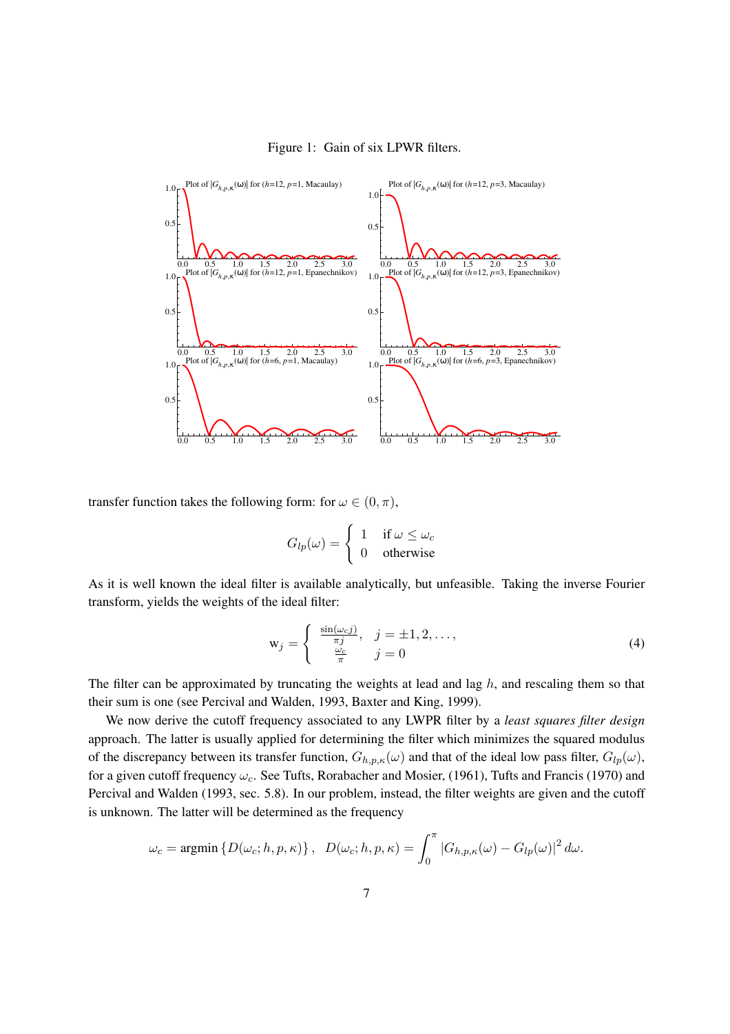Figure 1: Gain of six LPWR filters.

transfer function takes the following form: for $\omega \in (0, \pi)$,

$$G_{lp}(\omega) = \begin{cases} 1 & \text{if } \omega \leq \omega_c \\ 0 & \text{otherwise} \end{cases}$$

As it is well known the ideal filter is available analytically, but unfeasible. Taking the inverse Fourier transform, yields the weights of the ideal filter:

$$\mathrm{w}_j = \begin{cases} \frac{\sin(\omega_c j)}{\pi j}, & j = \pm 1, 2, \ldots, \\ \frac{\omega_c}{\pi} & j = 0 \end{cases} \tag{4}$$

The filter can be approximated by truncating the weights at lead and lag $h$, and rescaling them so that their sum is one (see Percival and Walden, 1993, Baxter and King, 1999).

We now derive the cutoff frequency associated to any LWPR filter by a *least squares filter design* approach. The latter is usually applied for determining the filter which minimizes the squared modulus of the discrepancy between its transfer function, $G_{h,p,\kappa}(\omega)$ and that of the ideal low pass filter, $G_{lp}(\omega)$, for a given cutoff frequency $\omega_c$. See Tufts, Rorabacher and Mosier, (1961), Tufts and Francis (1970) and Percival and Walden (1993, sec. 5.8). In our problem, instead, the filter weights are given and the cutoff is unknown. The latter will be determined as the frequency

$$\omega_c = \text{argmin}\left\{D(\omega_c; h, p, \kappa)\right\}, \quad D(\omega_c; h, p, \kappa) = \int_0^{\pi} \left|G_{h,p,\kappa}(\omega) - G_{lp}(\omega)\right|^2 d\omega.$$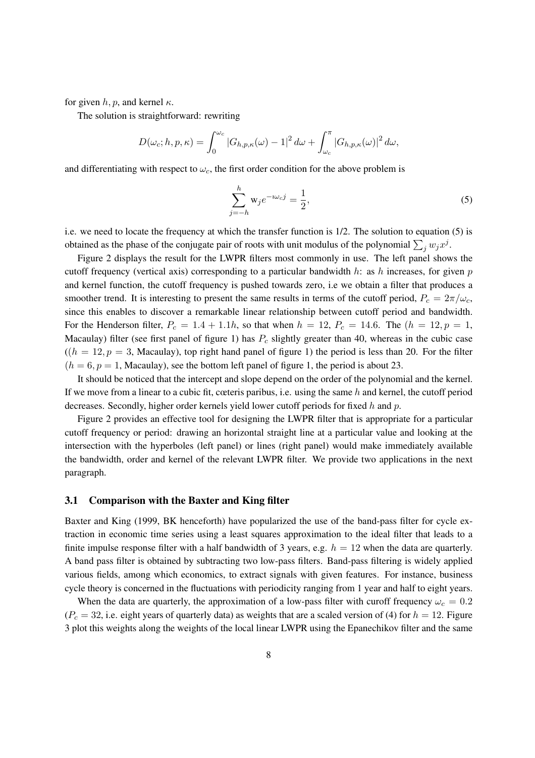for given $h, p$, and kernel $\kappa$.

The solution is straightforward: rewriting

$$D(\omega_c; h, p, \kappa) = \int_0^{\omega_c} |G_{h,p,\kappa}(\omega) - 1|^2 \, d\omega + \int_{\omega_c}^{\pi} |G_{h,p,\kappa}(\omega)|^2 \, d\omega,$$

and differentiating with respect to $\omega_c$, the first order condition for the above problem is

$$\sum_{j=-h}^{h} \mathrm{w}_j e^{-\imath \omega_c j} = \frac{1}{2}, \tag{5}$$

i.e. we need to locate the frequency at which the transfer function is 1/2. The solution to equation (5) is obtained as the phase of the conjugate pair of roots with unit modulus of the polynomial $\sum_j w_j x^j$.

Figure 2 displays the result for the LWPR filters most commonly in use. The left panel shows the cutoff frequency (vertical axis) corresponding to a particular bandwidth $h$: as $h$ increases, for given $p$ and kernel function, the cutoff frequency is pushed towards zero, i.e we obtain a filter that produces a smoother trend. It is interesting to present the same results in terms of the cutoff period, $P_c = 2\pi/\omega_c$, since this enables to discover a remarkable linear relationship between cutoff period and bandwidth. For the Henderson filter, $P_c = 1.4 + 1.1h$, so that when $h = 12$, $P_c = 14.6$. The ($h = 12, p = 1$, Macaulay) filter (see first panel of figure 1) has $P_c$ slightly greater than 40, whereas in the cubic case (($h = 12, p = 3$, Macaulay), top right hand panel of figure 1) the period is less than 20. For the filter ($h = 6, p = 1$, Macaulay), see the bottom left panel of figure 1, the period is about 23.

It should be noticed that the intercept and slope depend on the order of the polynomial and the kernel. If we move from a linear to a cubic fit, cœteris paribus, i.e. using the same $h$ and kernel, the cutoff period decreases. Secondly, higher order kernels yield lower cutoff periods for fixed $h$ and $p$.

Figure 2 provides an effective tool for designing the LWPR filter that is appropriate for a particular cutoff frequency or period: drawing an horizontal straight line at a particular value and looking at the intersection with the hyperboles (left panel) or lines (right panel) would make immediately available the bandwidth, order and kernel of the relevant LWPR filter. We provide two applications in the next paragraph.

### 3.1 Comparison with the Baxter and King filter

Baxter and King (1999, BK henceforth) have popularized the use of the band-pass filter for cycle extraction in economic time series using a least squares approximation to the ideal filter that leads to a finite impulse response filter with a half bandwidth of 3 years, e.g. $h = 12$ when the data are quarterly. A band pass filter is obtained by subtracting two low-pass filters. Band-pass filtering is widely applied various fields, among which economics, to extract signals with given features. For instance, business cycle theory is concerned in the fluctuations with periodicity ranging from 1 year and half to eight years.

When the data are quarterly, the approximation of a low-pass filter with curoff frequency $\omega_c = 0.2$ ($P_c = 32$, i.e. eight years of quarterly data) as weights that are a scaled version of (4) for $h = 12$. Figure 3 plot this weights along the weights of the local linear LWPR using the Epanechikov filter and the same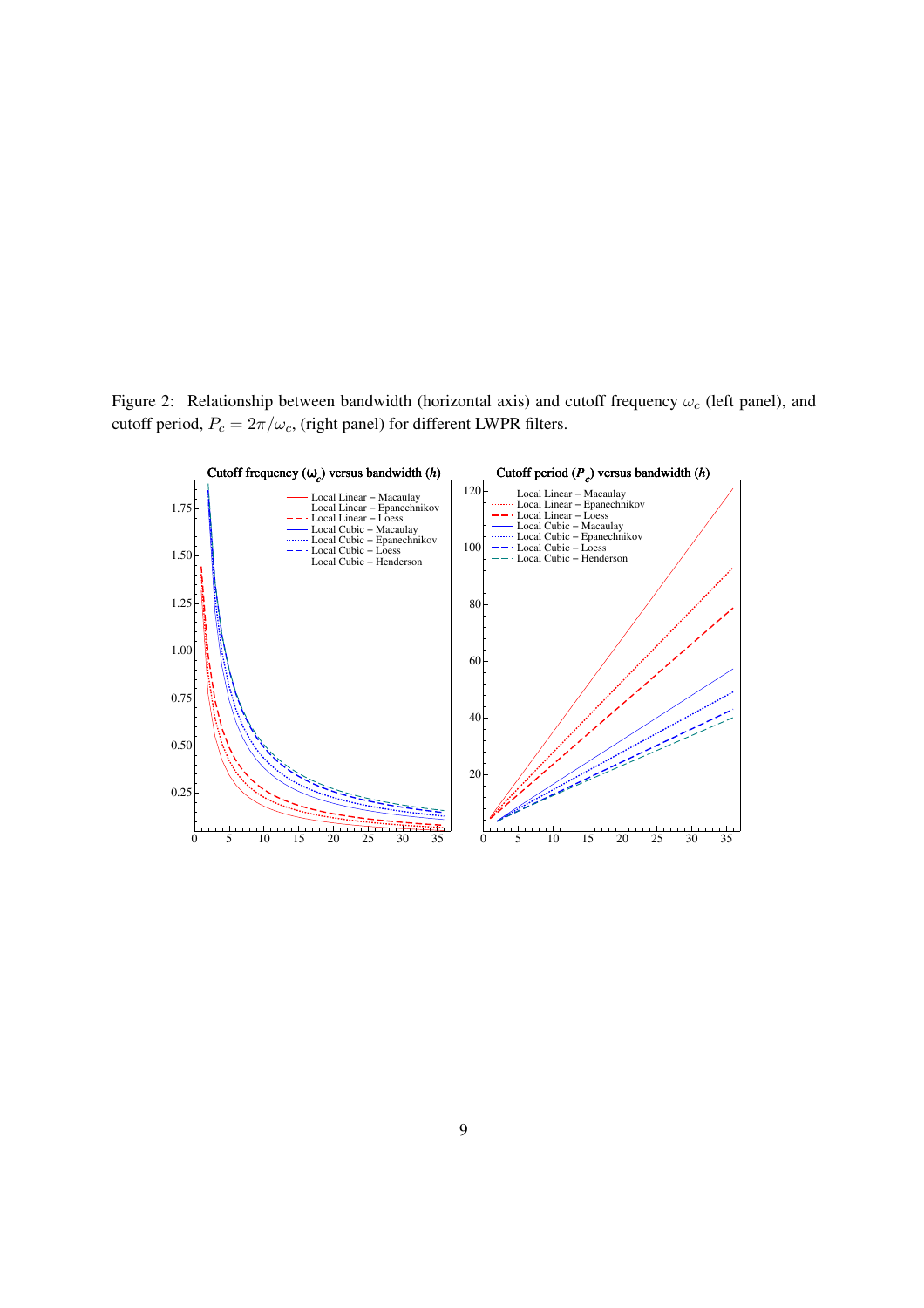Figure 2: Relationship between bandwidth (horizontal axis) and cutoff frequency $\omega_c$ (left panel), and cutoff period, $P_c = 2\pi/\omega_c$, (right panel) for different LWPR filters.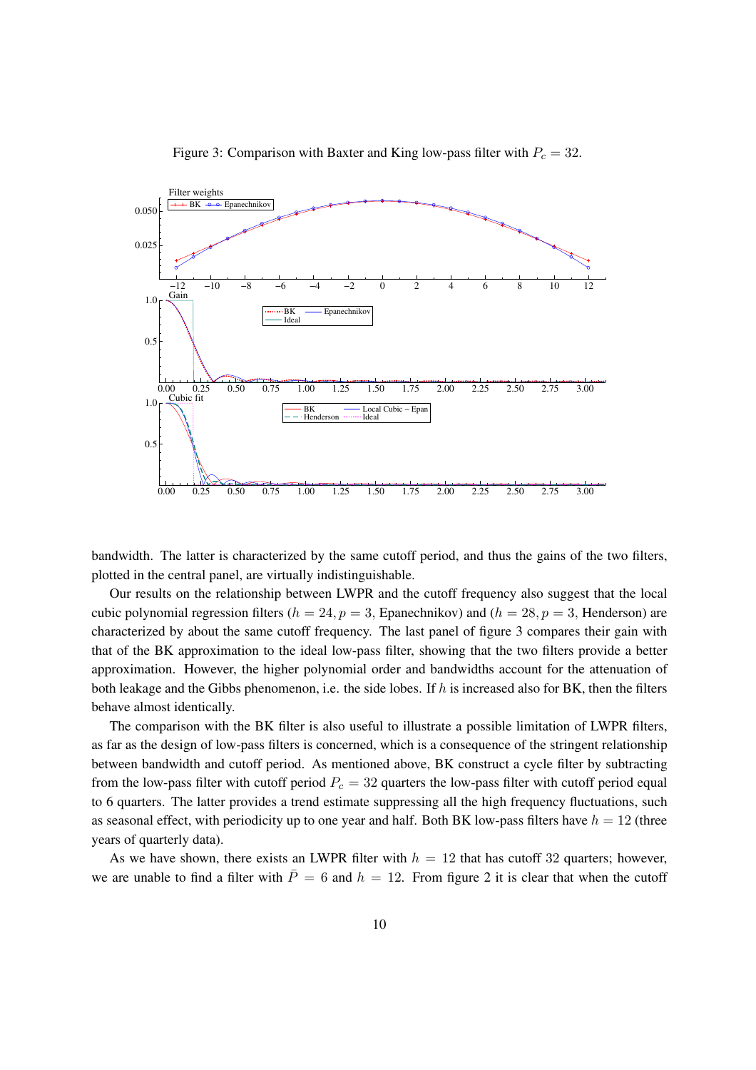Figure 3: Comparison with Baxter and King low-pass filter with $P_c = 32$.

bandwidth. The latter is characterized by the same cutoff period, and thus the gains of the two filters, plotted in the central panel, are virtually indistinguishable.

Our results on the relationship between LWPR and the cutoff frequency also suggest that the local cubic polynomial regression filters ($h = 24, p = 3$, Epanechnikov) and ($h = 28, p = 3$, Henderson) are characterized by about the same cutoff frequency. The last panel of figure 3 compares their gain with that of the BK approximation to the ideal low-pass filter, showing that the two filters provide a better approximation. However, the higher polynomial order and bandwidths account for the attenuation of both leakage and the Gibbs phenomenon, i.e. the side lobes. If $h$ is increased also for BK, then the filters behave almost identically.

The comparison with the BK filter is also useful to illustrate a possible limitation of LWPR filters, as far as the design of low-pass filters is concerned, which is a consequence of the stringent relationship between bandwidth and cutoff period. As mentioned above, BK construct a cycle filter by subtracting from the low-pass filter with cutoff period $P_c = 32$ quarters the low-pass filter with cutoff period equal to 6 quarters. The latter provides a trend estimate suppressing all the high frequency fluctuations, such as seasonal effect, with periodicity up to one year and half. Both BK low-pass filters have $h = 12$ (three years of quarterly data).

As we have shown, there exists an LWPR filter with $h = 12$ that has cutoff 32 quarters; however, we are unable to find a filter with $\bar{P} = 6$ and $h = 12$. From figure 2 it is clear that when the cutoff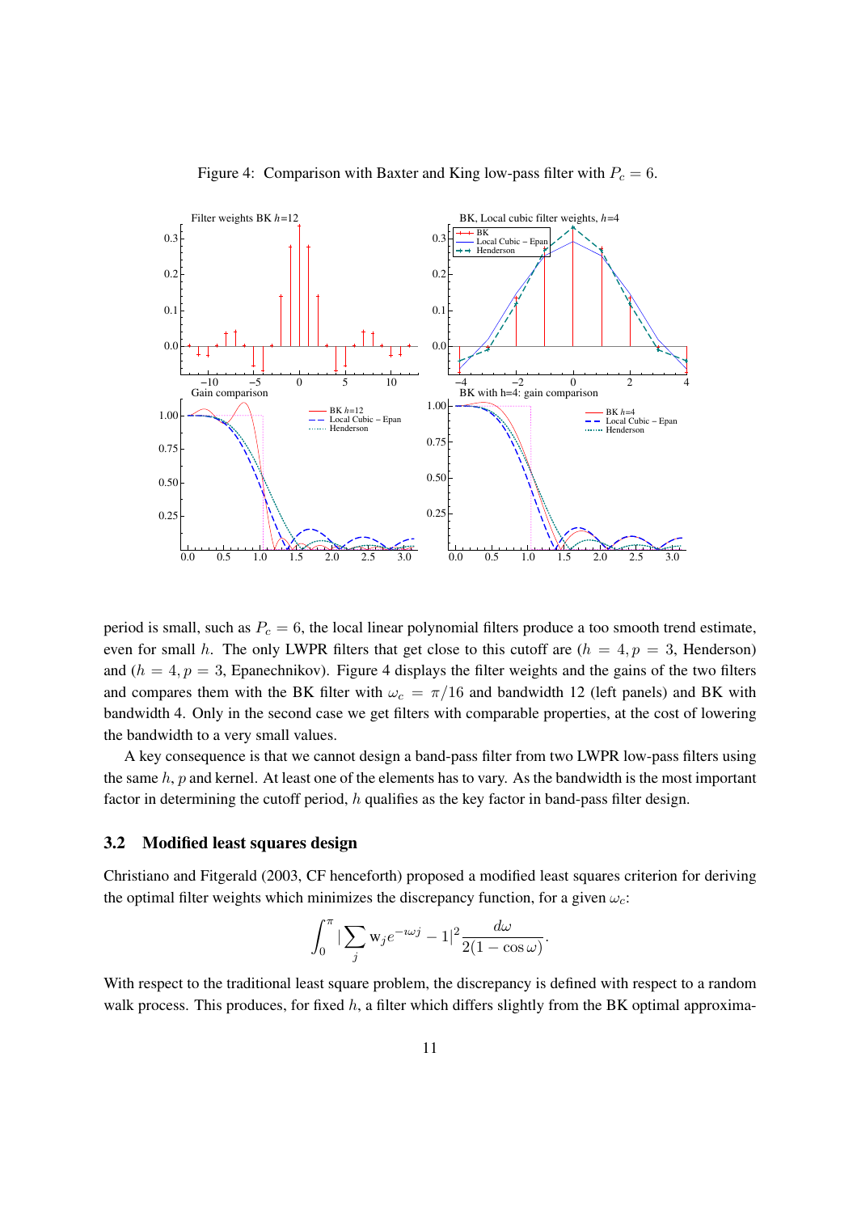Figure 4: Comparison with Baxter and King low-pass filter with $P_c = 6$.

period is small, such as $P_c = 6$, the local linear polynomial filters produce a too smooth trend estimate, even for small $h$. The only LWPR filters that get close to this cutoff are ($h = 4, p = 3$, Henderson) and ($h = 4, p = 3$, Epanechnikov). Figure 4 displays the filter weights and the gains of the two filters and compares them with the BK filter with $\omega_c = \pi/16$ and bandwidth 12 (left panels) and BK with bandwidth 4. Only in the second case we get filters with comparable properties, at the cost of lowering the bandwidth to a very small values.

A key consequence is that we cannot design a band-pass filter from two LWPR low-pass filters using the same $h, p$ and kernel. At least one of the elements has to vary. As the bandwidth is the most important factor in determining the cutoff period, $h$ qualifies as the key factor in band-pass filter design.

## 3.2 Modified least squares design

Christiano and Fitgerald (2003, CF henceforth) proposed a modified least squares criterion for deriving the optimal filter weights which minimizes the discrepancy function, for a given $\omega_c$:

$$\int_0^\pi |\sum_j \mathrm{w}_j e^{-\imath \omega j} - 1|^2 \frac{d\omega}{2(1-\cos\omega)}.$$

With respect to the traditional least square problem, the discrepancy is defined with respect to a random walk process. This produces, for fixed $h$, a filter which differs slightly from the BK optimal approxima-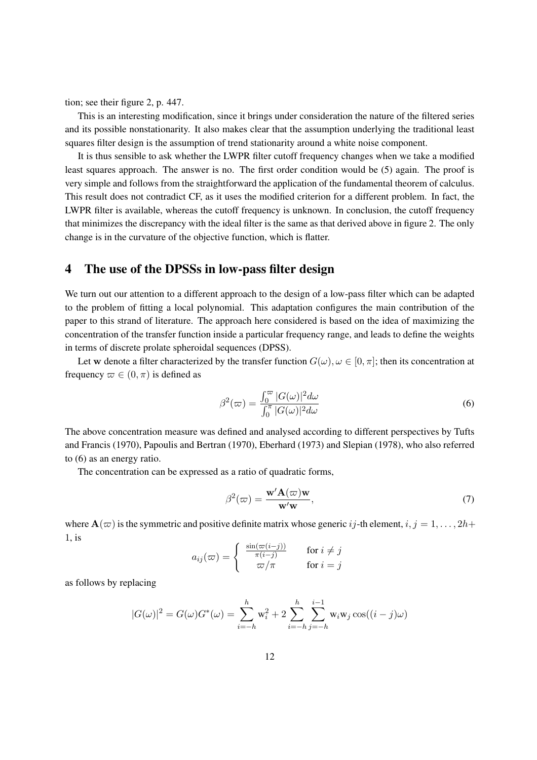tion; see their figure 2, p. 447.

This is an interesting modification, since it brings under consideration the nature of the filtered series and its possible nonstationarity. It also makes clear that the assumption underlying the traditional least squares filter design is the assumption of trend stationarity around a white noise component.

It is thus sensible to ask whether the LWPR filter cutoff frequency changes when we take a modified least squares approach. The answer is no. The first order condition would be (5) again. The proof is very simple and follows from the straightforward the application of the fundamental theorem of calculus. This result does not contradict CF, as it uses the modified criterion for a different problem. In fact, the LWPR filter is available, whereas the cutoff frequency is unknown. In conclusion, the cutoff frequency that minimizes the discrepancy with the ideal filter is the same as that derived above in figure 2. The only change is in the curvature of the objective function, which is flatter.

## 4 The use of the DPSSs in low-pass filter design

We turn out our attention to a different approach to the design of a low-pass filter which can be adapted to the problem of fitting a local polynomial. This adaptation configures the main contribution of the paper to this strand of literature. The approach here considered is based on the idea of maximizing the concentration of the transfer function inside a particular frequency range, and leads to define the weights in terms of discrete prolate spheroidal sequences (DPSS).

Let $\mathbf{w}$ denote a filter characterized by the transfer function $G(\omega), \omega \in [0, \pi]$; then its concentration at frequency $\varpi \in (0, \pi)$ is defined as

$$\beta^2(\varpi) = \frac{\int_0^{\varpi} |G(\omega)|^2 d\omega}{\int_0^{\pi} |G(\omega)|^2 d\omega} \tag{6}$$

The above concentration measure was defined and analysed according to different perspectives by Tufts and Francis (1970), Papoulis and Bertran (1970), Eberhard (1973) and Slepian (1978), who also referred to (6) as an energy ratio.

The concentration can be expressed as a ratio of quadratic forms,

$$\beta^2(\varpi) = \frac{\mathbf{w}'\mathbf{A}(\varpi)\mathbf{w}}{\mathbf{w}'\mathbf{w}}, \tag{7}$$

where $\mathbf{A}(\varpi)$ is the symmetric and positive definite matrix whose generic $ij$-th element, $i, j = 1, \ldots, 2h+1$, is

$$a_{ij}(\varpi) = \begin{cases} \frac{\sin(\varpi(i-j))}{\pi(i-j)} & \text{for } i \neq j \\ \varpi/\pi & \text{for } i = j \end{cases}$$

as follows by replacing

$$|G(\omega)|^2 = G(\omega)G^*(\omega) = \sum_{i=-h}^{h} \mathrm{w}_i^2 + 2\sum_{i=-h}^{h}\sum_{j=-h}^{i-1} \mathrm{w}_i \mathrm{w}_j \cos((i-j)\omega)$$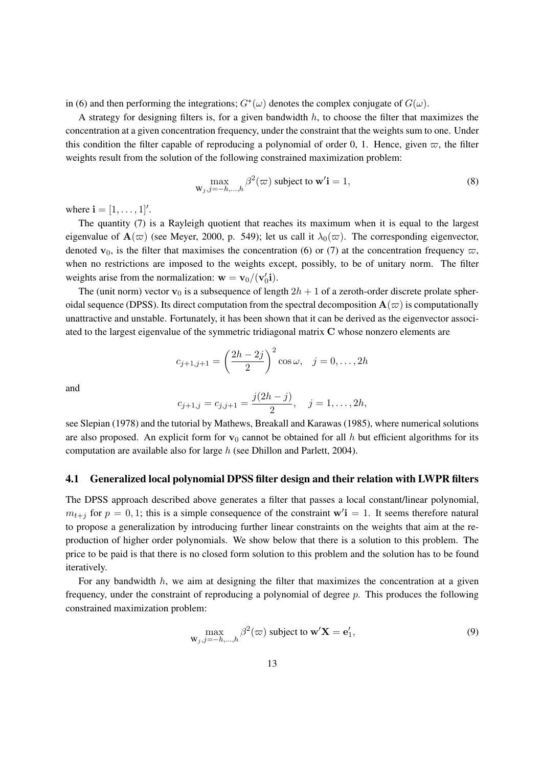in (6) and then performing the integrations; $G^*(\omega)$ denotes the complex conjugate of $G(\omega)$.

A strategy for designing filters is, for a given bandwidth $h$, to choose the filter that maximizes the concentration at a given concentration frequency, under the constraint that the weights sum to one. Under this condition the filter capable of reproducing a polynomial of order 0, 1. Hence, given $\varpi$, the filter weights result from the solution of the following constrained maximization problem:

$$\max_{\mathrm{w}_j, j=-h,\dots,h} \beta^2(\varpi) \text{ subject to } \mathbf{w}'\mathbf{i} = 1, \tag{8}$$

where $\mathbf{i} = [1, \dots, 1]'$.

The quantity (7) is a Rayleigh quotient that reaches its maximum when it is equal to the largest eigenvalue of $\mathbf{A}(\varpi)$ (see Meyer, 2000, p. 549); let us call it $\lambda_0(\varpi)$. The corresponding eigenvector, denoted $\mathbf{v}_0$, is the filter that maximises the concentration (6) or (7) at the concentration frequency $\varpi$, when no restrictions are imposed to the weights except, possibly, to be of unitary norm. The filter weights arise from the normalization: $\mathbf{w} = \mathbf{v}_0/(\mathbf{v}_0'\mathbf{i})$.

The (unit norm) vector $\mathbf{v}_0$ is a subsequence of length $2h + 1$ of a zeroth-order discrete prolate spheroidal sequence (DPSS). Its direct computation from the spectral decomposition $\mathbf{A}(\varpi)$ is computationally unattractive and unstable. Fortunately, it has been shown that it can be derived as the eigenvector associated to the largest eigenvalue of the symmetric tridiagonal matrix $\mathbf{C}$ whose nonzero elements are

$$c_{j+1,j+1} = \left(\frac{2h - 2j}{2}\right)^2 \cos\omega, \quad j = 0, \dots, 2h$$

and

$$c_{j+1,j} = c_{j,j+1} = \frac{j(2h - j)}{2}, \quad j = 1, \dots, 2h,$$

see Slepian (1978) and the tutorial by Mathews, Breakall and Karawas (1985), where numerical solutions are also proposed. An explicit form for $\mathbf{v}_0$ cannot be obtained for all $h$ but efficient algorithms for its computation are available also for large $h$ (see Dhillon and Parlett, 2004).

### 4.1 Generalized local polynomial DPSS filter design and their relation with LWPR filters

The DPSS approach described above generates a filter that passes a local constant/linear polynomial, $m_{t+j}$ for $p = 0, 1$; this is a simple consequence of the constraint $\mathbf{w}'\mathbf{i} = 1$. It seems therefore natural to propose a generalization by introducing further linear constraints on the weights that aim at the reproduction of higher order polynomials. We show below that there is a solution to this problem. The price to be paid is that there is no closed form solution to this problem and the solution has to be found iteratively.

For any bandwidth $h$, we aim at designing the filter that maximizes the concentration at a given frequency, under the constraint of reproducing a polynomial of degree $p$. This produces the following constrained maximization problem:

$$\max_{\mathrm{w}_j, j=-h,\dots,h} \beta^2(\varpi) \text{ subject to } \mathbf{w}'\mathbf{X} = \mathbf{e}_1', \tag{9}$$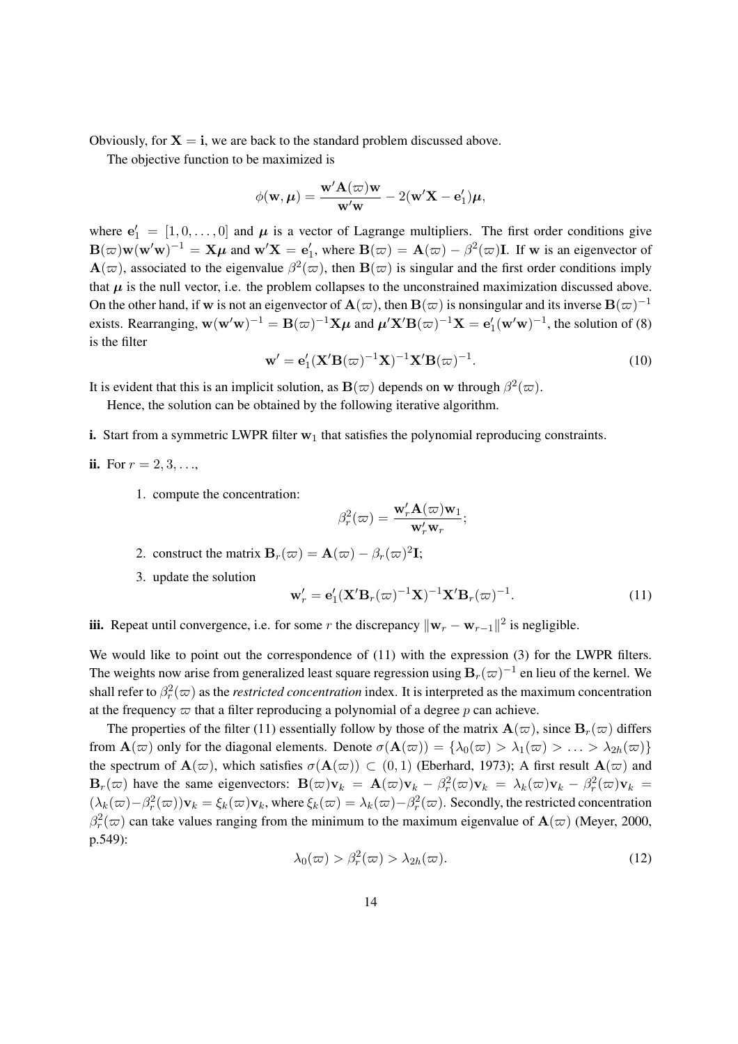Obviously, for $\mathbf{X} = \mathbf{i}$, we are back to the standard problem discussed above.

The objective function to be maximized is

$$\phi(\mathbf{w}, \boldsymbol{\mu}) = \frac{\mathbf{w}'\mathbf{A}(\varpi)\mathbf{w}}{\mathbf{w}'\mathbf{w}} - 2(\mathbf{w}'\mathbf{X} - \mathbf{e}_1')\boldsymbol{\mu},$$

where $\mathbf{e}_1' = [1, 0, \ldots, 0]$ and $\boldsymbol{\mu}$ is a vector of Lagrange multipliers. The first order conditions give $\mathbf{B}(\varpi)\mathbf{w}(\mathbf{w}'\mathbf{w})^{-1} = \mathbf{X}\boldsymbol{\mu}$ and $\mathbf{w}'\mathbf{X} = \mathbf{e}_1'$, where $\mathbf{B}(\varpi) = \mathbf{A}(\varpi) - \beta^2(\varpi)\mathbf{I}$. If $\mathbf{w}$ is an eigenvector of $\mathbf{A}(\varpi)$, associated to the eigenvalue $\beta^2(\varpi)$, then $\mathbf{B}(\varpi)$ is singular and the first order conditions imply that $\boldsymbol{\mu}$ is the null vector, i.e. the problem collapses to the unconstrained maximization discussed above. On the other hand, if $\mathbf{w}$ is not an eigenvector of $\mathbf{A}(\varpi)$, then $\mathbf{B}(\varpi)$ is nonsingular and its inverse $\mathbf{B}(\varpi)^{-1}$ exists. Rearranging, $\mathbf{w}(\mathbf{w}'\mathbf{w})^{-1} = \mathbf{B}(\varpi)^{-1}\mathbf{X}\boldsymbol{\mu}$ and $\boldsymbol{\mu}'\mathbf{X}'\mathbf{B}(\varpi)^{-1}\mathbf{X} = \mathbf{e}_1'(\mathbf{w}'\mathbf{w})^{-1}$, the solution of (8) is the filter

$$\mathbf{w}' = \mathbf{e}_1'(\mathbf{X}'\mathbf{B}(\varpi)^{-1}\mathbf{X})^{-1}\mathbf{X}'\mathbf{B}(\varpi)^{-1}. \tag{10}$$

It is evident that this is an implicit solution, as $\mathbf{B}(\varpi)$ depends on $\mathbf{w}$ through $\beta^2(\varpi)$.

Hence, the solution can be obtained by the following iterative algorithm.

**i.** Start from a symmetric LWPR filter $\mathbf{w}_1$ that satisfies the polynomial reproducing constraints.

**ii.** For $r = 2, 3, \ldots$,

1. compute the concentration:
$$\beta_r^2(\varpi) = \frac{\mathbf{w}_r'\mathbf{A}(\varpi)\mathbf{w}_1}{\mathbf{w}_r'\mathbf{w}_r};$$
2. construct the matrix $\mathbf{B}_r(\varpi) = \mathbf{A}(\varpi) - \beta_r(\varpi)^2\mathbf{I}$;
3. update the solution
$$\mathbf{w}_r' = \mathbf{e}_1'(\mathbf{X}'\mathbf{B}_r(\varpi)^{-1}\mathbf{X})^{-1}\mathbf{X}'\mathbf{B}_r(\varpi)^{-1}. \tag{11}$$

**iii.** Repeat until convergence, i.e. for some $r$ the discrepancy $\|\mathbf{w}_r - \mathbf{w}_{r-1}\|^2$ is negligible.

We would like to point out the correspondence of (11) with the expression (3) for the LWPR filters. The weights now arise from generalized least square regression using $\mathbf{B}_r(\varpi)^{-1}$ en lieu of the kernel. We shall refer to $\beta_r^2(\varpi)$ as the *restricted concentration* index. It is interpreted as the maximum concentration at the frequency $\varpi$ that a filter reproducing a polynomial of a degree $p$ can achieve.

The properties of the filter (11) essentially follow by those of the matrix $\mathbf{A}(\varpi)$, since $\mathbf{B}_r(\varpi)$ differs from $\mathbf{A}(\varpi)$ only for the diagonal elements. Denote $\sigma(\mathbf{A}(\varpi)) = \{\lambda_0(\varpi) > \lambda_1(\varpi) > \ldots > \lambda_{2h}(\varpi)\}$ the spectrum of $\mathbf{A}(\varpi)$, which satisfies $\sigma(\mathbf{A}(\varpi)) \subset (0, 1)$ (Eberhard, 1973); A first result $\mathbf{A}(\varpi)$ and $\mathbf{B}_r(\varpi)$ have the same eigenvectors: $\mathbf{B}(\varpi)\mathbf{v}_k = \mathbf{A}(\varpi)\mathbf{v}_k - \beta_r^2(\varpi)\mathbf{v}_k = \lambda_k(\varpi)\mathbf{v}_k - \beta_r^2(\varpi)\mathbf{v}_k = (\lambda_k(\varpi) - \beta_r^2(\varpi))\mathbf{v}_k = \xi_k(\varpi)\mathbf{v}_k$, where $\xi_k(\varpi) = \lambda_k(\varpi) - \beta_r^2(\varpi)$. Secondly, the restricted concentration $\beta_r^2(\varpi)$ can take values ranging from the minimum to the maximum eigenvalue of $\mathbf{A}(\varpi)$ (Meyer, 2000, p.549):

$$\lambda_0(\varpi) > \beta_r^2(\varpi) > \lambda_{2h}(\varpi). \tag{12}$$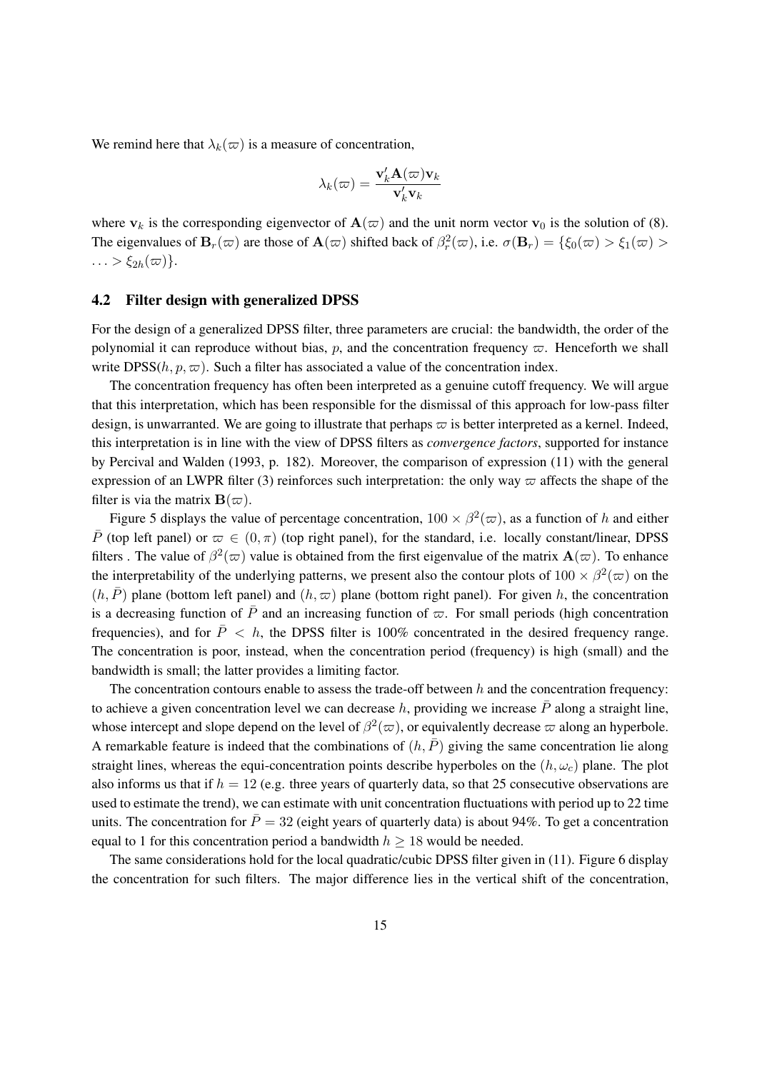We remind here that $\lambda_k(\varpi)$ is a measure of concentration,

$$\lambda_k(\varpi) = \frac{\mathbf{v}_k' \mathbf{A}(\varpi) \mathbf{v}_k}{\mathbf{v}_k' \mathbf{v}_k}$$

where $\mathbf{v}_k$ is the corresponding eigenvector of $\mathbf{A}(\varpi)$ and the unit norm vector $\mathbf{v}_0$ is the solution of (8). The eigenvalues of $\mathbf{B}_r(\varpi)$ are those of $\mathbf{A}(\varpi)$ shifted back of $\beta_r^2(\varpi)$, i.e. $\sigma(\mathbf{B}_r) = \{\xi_0(\varpi) > \xi_1(\varpi) > \ldots > \xi_{2h}(\varpi)\}$.

## 4.2 Filter design with generalized DPSS

For the design of a generalized DPSS filter, three parameters are crucial: the bandwidth, the order of the polynomial it can reproduce without bias, $p$, and the concentration frequency $\varpi$. Henceforth we shall write DPSS$(h, p, \varpi)$. Such a filter has associated a value of the concentration index.

The concentration frequency has often been interpreted as a genuine cutoff frequency. We will argue that this interpretation, which has been responsible for the dismissal of this approach for low-pass filter design, is unwarranted. We are going to illustrate that perhaps $\varpi$ is better interpreted as a kernel. Indeed, this interpretation is in line with the view of DPSS filters as *convergence factors*, supported for instance by Percival and Walden (1993, p. 182). Moreover, the comparison of expression (11) with the general expression of an LWPR filter (3) reinforces such interpretation: the only way $\varpi$ affects the shape of the filter is via the matrix $\mathbf{B}(\varpi)$.

Figure 5 displays the value of percentage concentration, $100 \times \beta^2(\varpi)$, as a function of $h$ and either $\bar{P}$ (top left panel) or $\varpi \in (0, \pi)$ (top right panel), for the standard, i.e. locally constant/linear, DPSS filters . The value of $\beta^2(\varpi)$ value is obtained from the first eigenvalue of the matrix $\mathbf{A}(\varpi)$. To enhance the interpretability of the underlying patterns, we present also the contour plots of $100 \times \beta^2(\varpi)$ on the $(h, \bar{P})$ plane (bottom left panel) and $(h, \varpi)$ plane (bottom right panel). For given $h$, the concentration is a decreasing function of $\bar{P}$ and an increasing function of $\varpi$. For small periods (high concentration frequencies), and for $\bar{P} < h$, the DPSS filter is 100% concentrated in the desired frequency range. The concentration is poor, instead, when the concentration period (frequency) is high (small) and the bandwidth is small; the latter provides a limiting factor.

The concentration contours enable to assess the trade-off between $h$ and the concentration frequency: to achieve a given concentration level we can decrease $h$, providing we increase $\bar{P}$ along a straight line, whose intercept and slope depend on the level of $\beta^2(\varpi)$, or equivalently decrease $\varpi$ along an hyperbole. A remarkable feature is indeed that the combinations of $(h, \bar{P})$ giving the same concentration lie along straight lines, whereas the equi-concentration points describe hyperboles on the $(h, \omega_c)$ plane. The plot also informs us that if $h = 12$ (e.g. three years of quarterly data, so that 25 consecutive observations are used to estimate the trend), we can estimate with unit concentration fluctuations with period up to 22 time units. The concentration for $\bar{P} = 32$ (eight years of quarterly data) is about 94%. To get a concentration equal to 1 for this concentration period a bandwidth $h \geq 18$ would be needed.

The same considerations hold for the local quadratic/cubic DPSS filter given in (11). Figure 6 display the concentration for such filters. The major difference lies in the vertical shift of the concentration,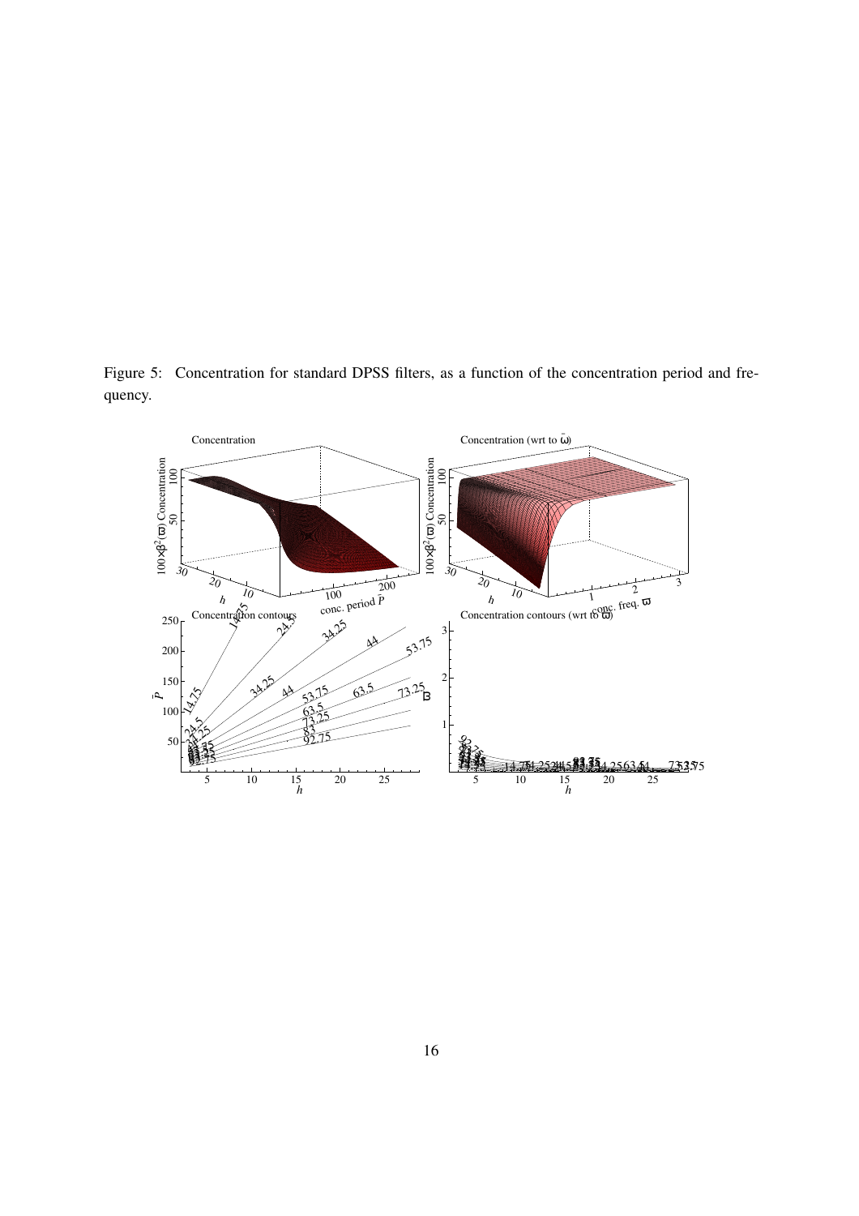Figure 5: Concentration for standard DPSS filters, as a function of the concentration period and frequency.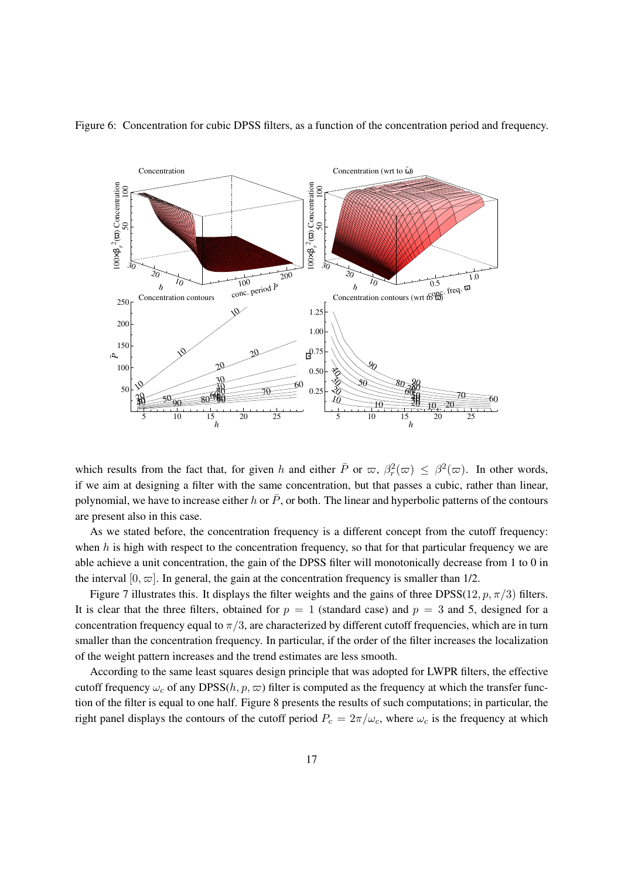Figure 6: Concentration for cubic DPSS filters, as a function of the concentration period and frequency.

which results from the fact that, for given $h$ and either $\bar{P}$ or $\varpi$, $\beta_r^2(\varpi) \leq \beta^2(\varpi)$. In other words, if we aim at designing a filter with the same concentration, but that passes a cubic, rather than linear, polynomial, we have to increase either $h$ or $\bar{P}$, or both. The linear and hyperbolic patterns of the contours are present also in this case.

As we stated before, the concentration frequency is a different concept from the cutoff frequency: when $h$ is high with respect to the concentration frequency, so that for that particular frequency we are able achieve a unit concentration, the gain of the DPSS filter will monotonically decrease from 1 to 0 in the interval $[0, \varpi]$. In general, the gain at the concentration frequency is smaller than 1/2.

Figure 7 illustrates this. It displays the filter weights and the gains of three DPSS$(12, p, \pi/3)$ filters. It is clear that the three filters, obtained for $p = 1$ (standard case) and $p = 3$ and 5, designed for a concentration frequency equal to $\pi/3$, are characterized by different cutoff frequencies, which are in turn smaller than the concentration frequency. In particular, if the order of the filter increases the localization of the weight pattern increases and the trend estimates are less smooth.

According to the same least squares design principle that was adopted for LWPR filters, the effective cutoff frequency $\omega_c$ of any DPSS$(h, p, \varpi)$ filter is computed as the frequency at which the transfer function of the filter is equal to one half. Figure 8 presents the results of such computations; in particular, the right panel displays the contours of the cutoff period $P_c = 2\pi/\omega_c$, where $\omega_c$ is the frequency at which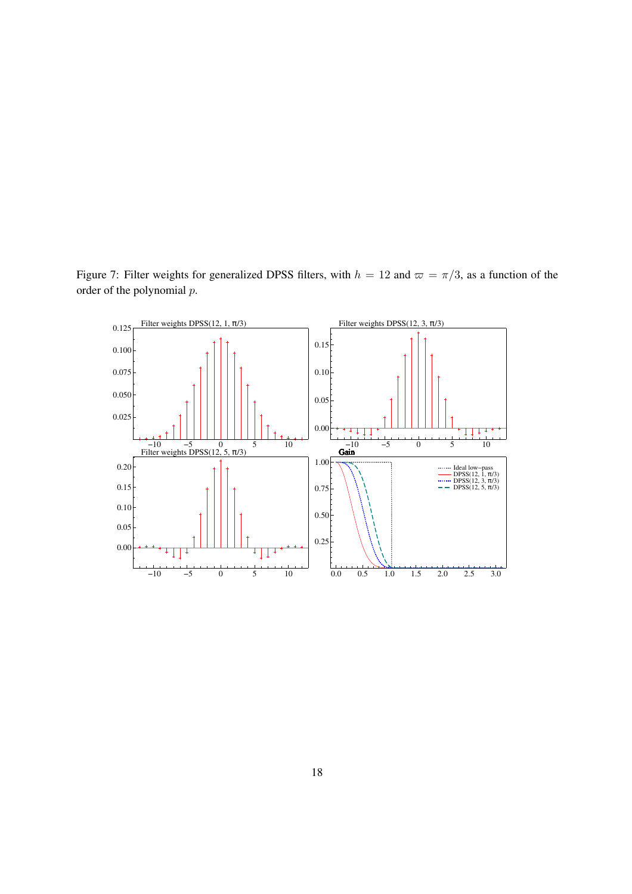Figure 7: Filter weights for generalized DPSS filters, with $h = 12$ and $\varpi = \pi/3$, as a function of the order of the polynomial $p$.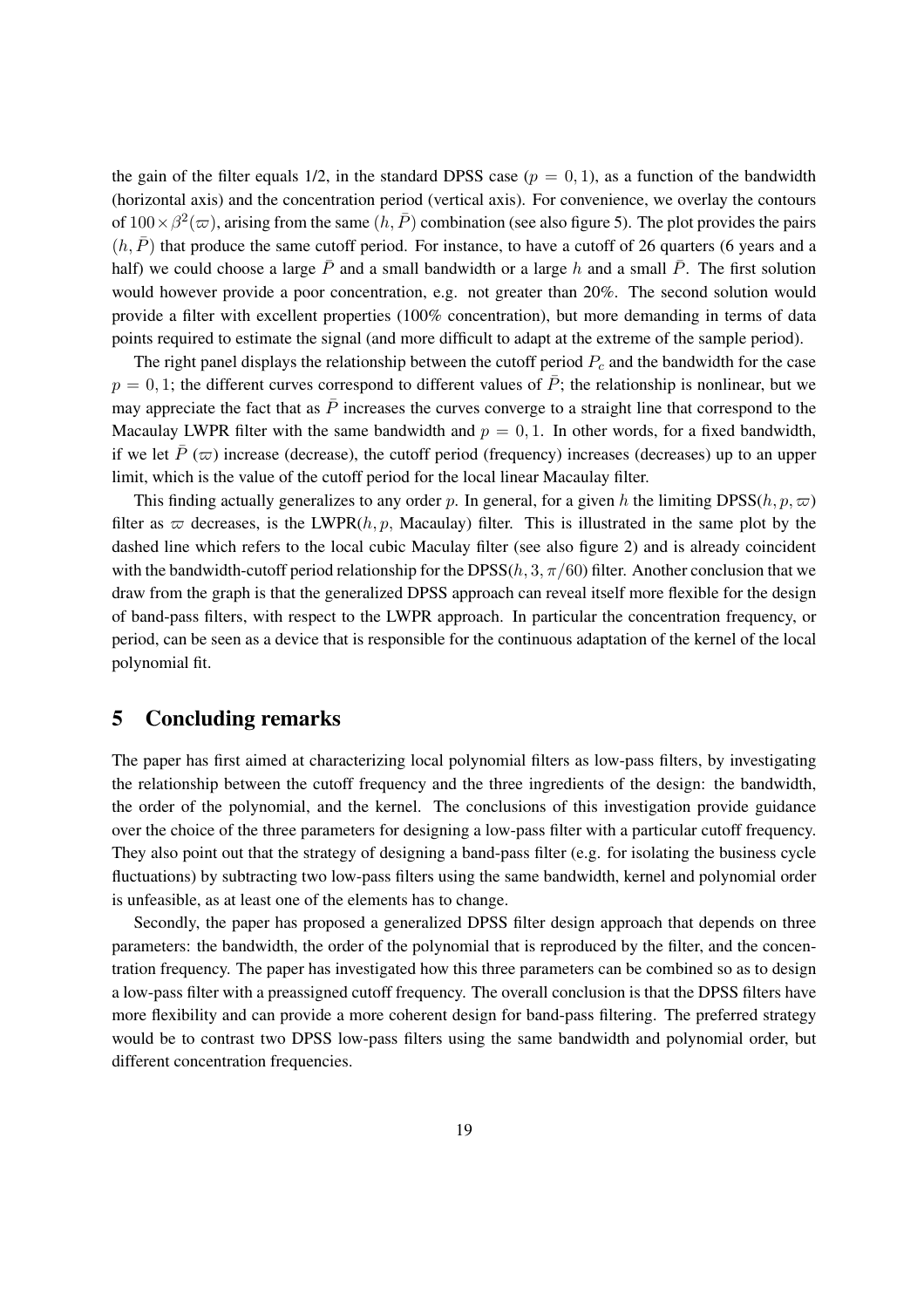the gain of the filter equals 1/2, in the standard DPSS case ($p = 0, 1$), as a function of the bandwidth (horizontal axis) and the concentration period (vertical axis). For convenience, we overlay the contours of $100 \times \beta^2(\varpi)$, arising from the same $(h, \bar{P})$ combination (see also figure 5). The plot provides the pairs $(h, \bar{P})$ that produce the same cutoff period. For instance, to have a cutoff of 26 quarters (6 years and a half) we could choose a large $\bar{P}$ and a small bandwidth or a large $h$ and a small $\bar{P}$. The first solution would however provide a poor concentration, e.g. not greater than 20%. The second solution would provide a filter with excellent properties (100% concentration), but more demanding in terms of data points required to estimate the signal (and more difficult to adapt at the extreme of the sample period).

The right panel displays the relationship between the cutoff period $P_c$ and the bandwidth for the case $p = 0, 1$; the different curves correspond to different values of $\bar{P}$; the relationship is nonlinear, but we may appreciate the fact that as $\bar{P}$ increases the curves converge to a straight line that correspond to the Macaulay LWPR filter with the same bandwidth and $p = 0, 1$. In other words, for a fixed bandwidth, if we let $\bar{P}$ ($\varpi$) increase (decrease), the cutoff period (frequency) increases (decreases) up to an upper limit, which is the value of the cutoff period for the local linear Macaulay filter.

This finding actually generalizes to any order $p$. In general, for a given $h$ the limiting DPSS($h, p, \varpi$) filter as $\varpi$ decreases, is the LWPR($h, p$, Macaulay) filter. This is illustrated in the same plot by the dashed line which refers to the local cubic Maculay filter (see also figure 2) and is already coincident with the bandwidth-cutoff period relationship for the DPSS($h, 3, \pi/60$) filter. Another conclusion that we draw from the graph is that the generalized DPSS approach can reveal itself more flexible for the design of band-pass filters, with respect to the LWPR approach. In particular the concentration frequency, or period, can be seen as a device that is responsible for the continuous adaptation of the kernel of the local polynomial fit.

## 5 Concluding remarks

The paper has first aimed at characterizing local polynomial filters as low-pass filters, by investigating the relationship between the cutoff frequency and the three ingredients of the design: the bandwidth, the order of the polynomial, and the kernel. The conclusions of this investigation provide guidance over the choice of the three parameters for designing a low-pass filter with a particular cutoff frequency. They also point out that the strategy of designing a band-pass filter (e.g. for isolating the business cycle fluctuations) by subtracting two low-pass filters using the same bandwidth, kernel and polynomial order is unfeasible, as at least one of the elements has to change.

Secondly, the paper has proposed a generalized DPSS filter design approach that depends on three parameters: the bandwidth, the order of the polynomial that is reproduced by the filter, and the concentration frequency. The paper has investigated how this three parameters can be combined so as to design a low-pass filter with a preassigned cutoff frequency. The overall conclusion is that the DPSS filters have more flexibility and can provide a more coherent design for band-pass filtering. The preferred strategy would be to contrast two DPSS low-pass filters using the same bandwidth and polynomial order, but different concentration frequencies.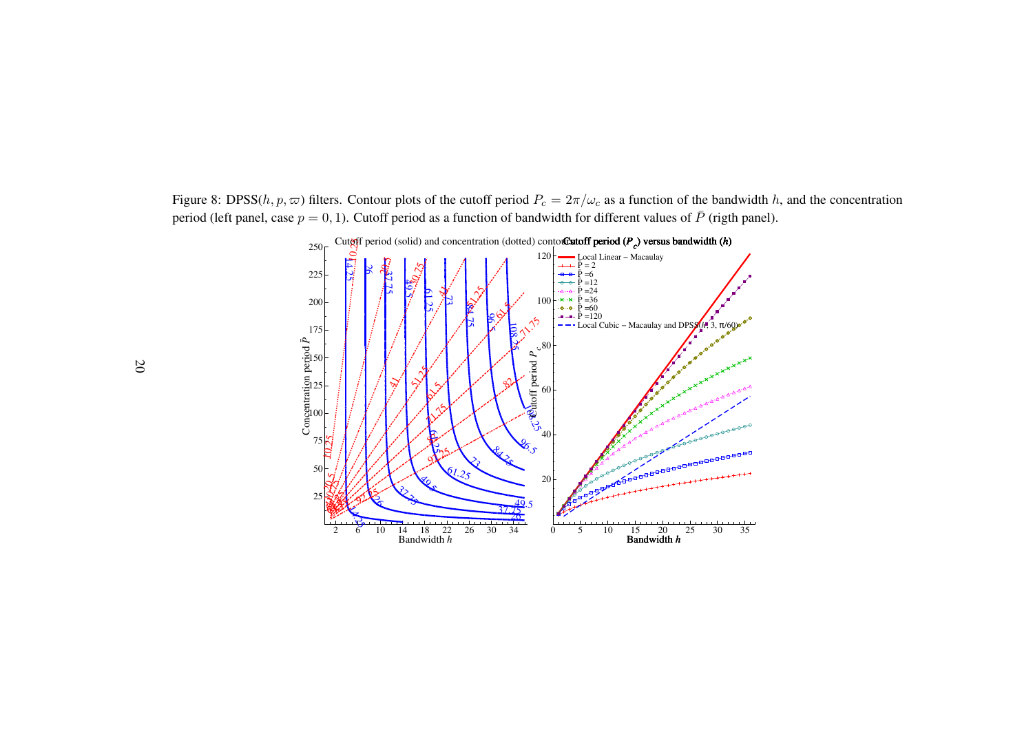Figure 8: DPSS($h, p, \varpi$) filters. Contour plots of the cutoff period $P_c = 2\pi/\omega_c$ as a function of the bandwidth $h$, and the concentration period (left panel, case $p = 0, 1$). Cutoff period as a function of bandwidth for different values of $\bar{P}$ (rigth panel).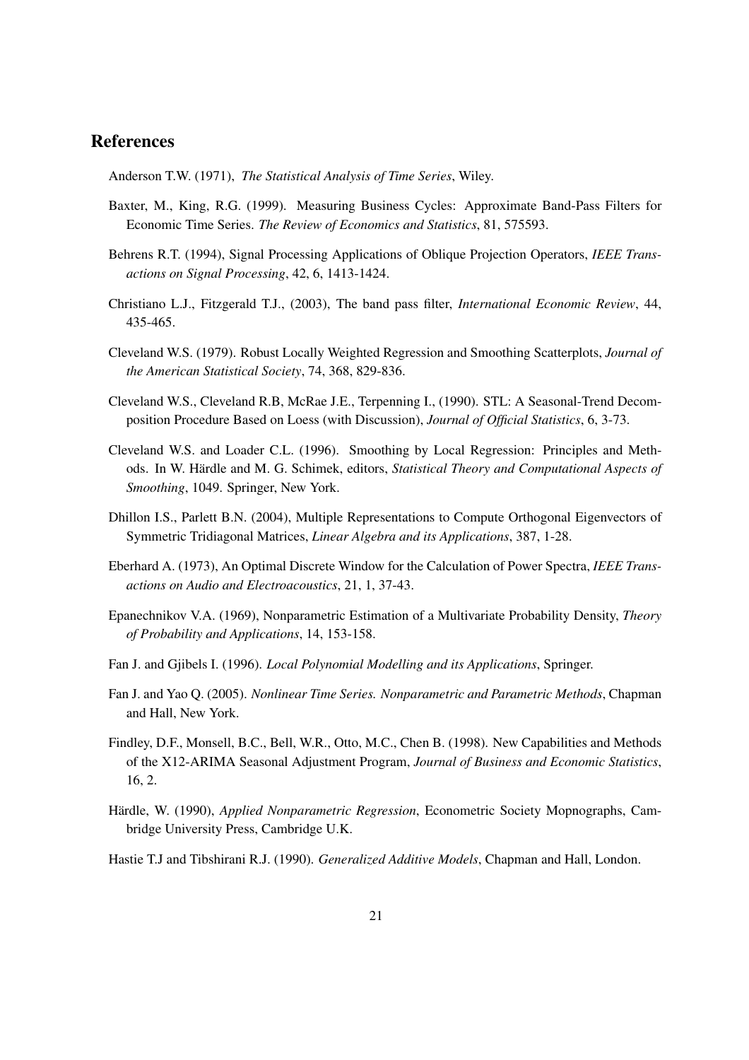# References

Anderson T.W. (1971), *The Statistical Analysis of Time Series*, Wiley.

Baxter, M., King, R.G. (1999). Measuring Business Cycles: Approximate Band-Pass Filters for Economic Time Series. *The Review of Economics and Statistics*, 81, 575593.

Behrens R.T. (1994), Signal Processing Applications of Oblique Projection Operators, *IEEE Transactions on Signal Processing*, 42, 6, 1413-1424.

Christiano L.J., Fitzgerald T.J., (2003), The band pass filter, *International Economic Review*, 44, 435-465.

Cleveland W.S. (1979). Robust Locally Weighted Regression and Smoothing Scatterplots, *Journal of the American Statistical Society*, 74, 368, 829-836.

Cleveland W.S., Cleveland R.B, McRae J.E., Terpenning I., (1990). STL: A Seasonal-Trend Decomposition Procedure Based on Loess (with Discussion), *Journal of Official Statistics*, 6, 3-73.

Cleveland W.S. and Loader C.L. (1996). Smoothing by Local Regression: Principles and Methods. In W. Härdle and M. G. Schimek, editors, *Statistical Theory and Computational Aspects of Smoothing*, 1049. Springer, New York.

Dhillon I.S., Parlett B.N. (2004), Multiple Representations to Compute Orthogonal Eigenvectors of Symmetric Tridiagonal Matrices, *Linear Algebra and its Applications*, 387, 1-28.

Eberhard A. (1973), An Optimal Discrete Window for the Calculation of Power Spectra, *IEEE Transactions on Audio and Electroacoustics*, 21, 1, 37-43.

Epanechnikov V.A. (1969), Nonparametric Estimation of a Multivariate Probability Density, *Theory of Probability and Applications*, 14, 153-158.

Fan J. and Gjibels I. (1996). *Local Polynomial Modelling and its Applications*, Springer.

Fan J. and Yao Q. (2005). *Nonlinear Time Series. Nonparametric and Parametric Methods*, Chapman and Hall, New York.

Findley, D.F., Monsell, B.C., Bell, W.R., Otto, M.C., Chen B. (1998). New Capabilities and Methods of the X12-ARIMA Seasonal Adjustment Program, *Journal of Business and Economic Statistics*, 16, 2.

Härdle, W. (1990), *Applied Nonparametric Regression*, Econometric Society Mopnographs, Cambridge University Press, Cambridge U.K.

Hastie T.J and Tibshirani R.J. (1990). *Generalized Additive Models*, Chapman and Hall, London.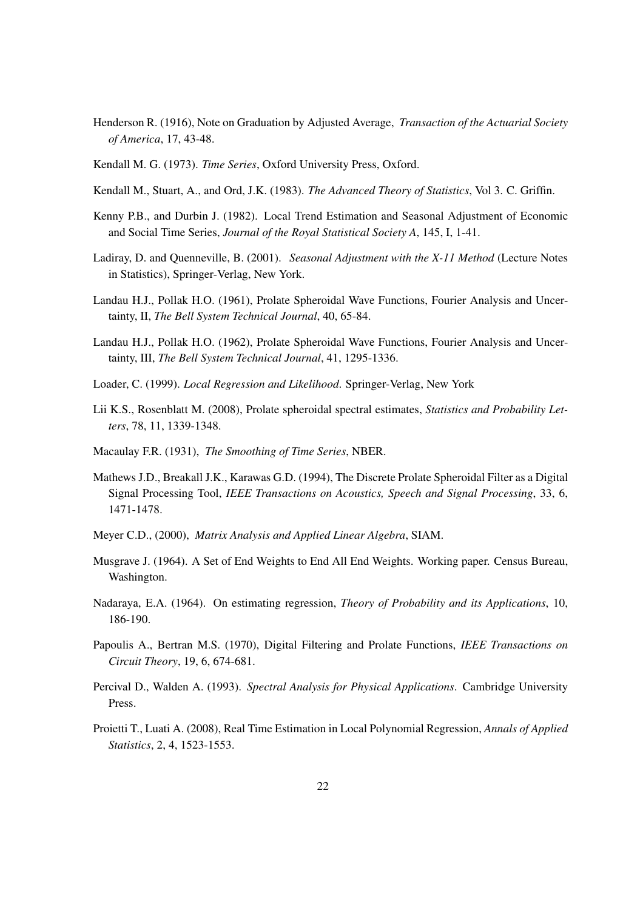Henderson R. (1916), Note on Graduation by Adjusted Average, *Transaction of the Actuarial Society of America*, 17, 43-48.

Kendall M. G. (1973). *Time Series*, Oxford University Press, Oxford.

Kendall M., Stuart, A., and Ord, J.K. (1983). *The Advanced Theory of Statistics*, Vol 3. C. Griffin.

Kenny P.B., and Durbin J. (1982). Local Trend Estimation and Seasonal Adjustment of Economic and Social Time Series, *Journal of the Royal Statistical Society A*, 145, I, 1-41.

Ladiray, D. and Quenneville, B. (2001). *Seasonal Adjustment with the X-11 Method* (Lecture Notes in Statistics), Springer-Verlag, New York.

Landau H.J., Pollak H.O. (1961), Prolate Spheroidal Wave Functions, Fourier Analysis and Uncertainty, II, *The Bell System Technical Journal*, 40, 65-84.

Landau H.J., Pollak H.O. (1962), Prolate Spheroidal Wave Functions, Fourier Analysis and Uncertainty, III, *The Bell System Technical Journal*, 41, 1295-1336.

Loader, C. (1999). *Local Regression and Likelihood.* Springer-Verlag, New York

Lii K.S., Rosenblatt M. (2008), Prolate spheroidal spectral estimates, *Statistics and Probability Letters*, 78, 11, 1339-1348.

Macaulay F.R. (1931), *The Smoothing of Time Series*, NBER.

Mathews J.D., Breakall J.K., Karawas G.D. (1994), The Discrete Prolate Spheroidal Filter as a Digital Signal Processing Tool, *IEEE Transactions on Acoustics, Speech and Signal Processing*, 33, 6, 1471-1478.

Meyer C.D., (2000), *Matrix Analysis and Applied Linear Algebra*, SIAM.

Musgrave J. (1964). A Set of End Weights to End All End Weights. Working paper. Census Bureau, Washington.

Nadaraya, E.A. (1964). On estimating regression, *Theory of Probability and its Applications*, 10, 186-190.

Papoulis A., Bertran M.S. (1970), Digital Filtering and Prolate Functions, *IEEE Transactions on Circuit Theory*, 19, 6, 674-681.

Percival D., Walden A. (1993). *Spectral Analysis for Physical Applications*. Cambridge University Press.

Proietti T., Luati A. (2008), Real Time Estimation in Local Polynomial Regression, *Annals of Applied Statistics*, 2, 4, 1523-1553.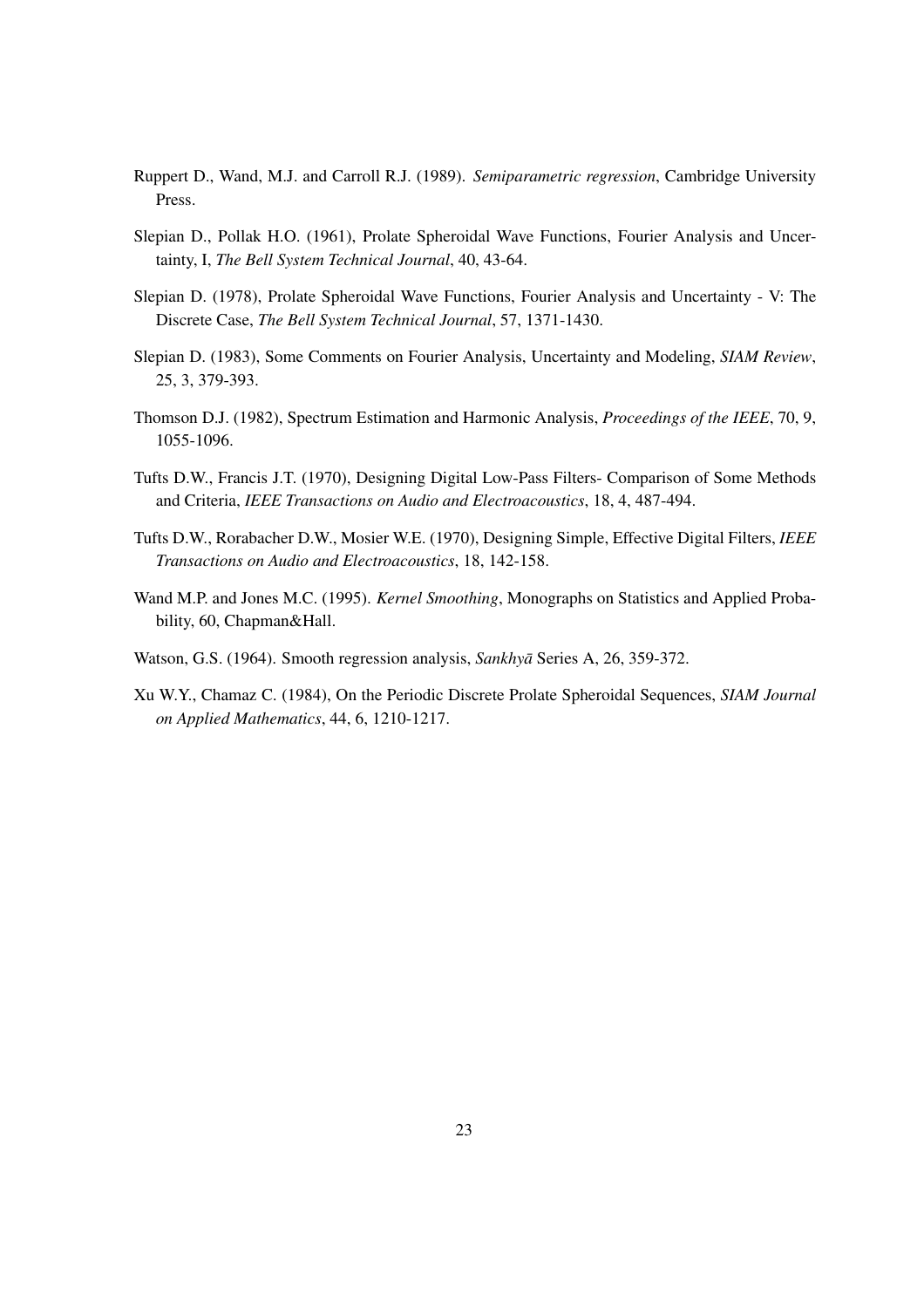Ruppert D., Wand, M.J. and Carroll R.J. (1989). *Semiparametric regression*, Cambridge University Press.

Slepian D., Pollak H.O. (1961), Prolate Spheroidal Wave Functions, Fourier Analysis and Uncertainty, I, *The Bell System Technical Journal*, 40, 43-64.

Slepian D. (1978), Prolate Spheroidal Wave Functions, Fourier Analysis and Uncertainty - V: The Discrete Case, *The Bell System Technical Journal*, 57, 1371-1430.

Slepian D. (1983), Some Comments on Fourier Analysis, Uncertainty and Modeling, *SIAM Review*, 25, 3, 379-393.

Thomson D.J. (1982), Spectrum Estimation and Harmonic Analysis, *Proceedings of the IEEE*, 70, 9, 1055-1096.

Tufts D.W., Francis J.T. (1970), Designing Digital Low-Pass Filters- Comparison of Some Methods and Criteria, *IEEE Transactions on Audio and Electroacoustics*, 18, 4, 487-494.

Tufts D.W., Rorabacher D.W., Mosier W.E. (1970), Designing Simple, Effective Digital Filters, *IEEE Transactions on Audio and Electroacoustics*, 18, 142-158.

Wand M.P. and Jones M.C. (1995). *Kernel Smoothing*, Monographs on Statistics and Applied Probability, 60, Chapman&Hall.

Watson, G.S. (1964). Smooth regression analysis, *Sankhyā* Series A, 26, 359-372.

Xu W.Y., Chamaz C. (1984), On the Periodic Discrete Prolate Spheroidal Sequences, *SIAM Journal on Applied Mathematics*, 44, 6, 1210-1217.